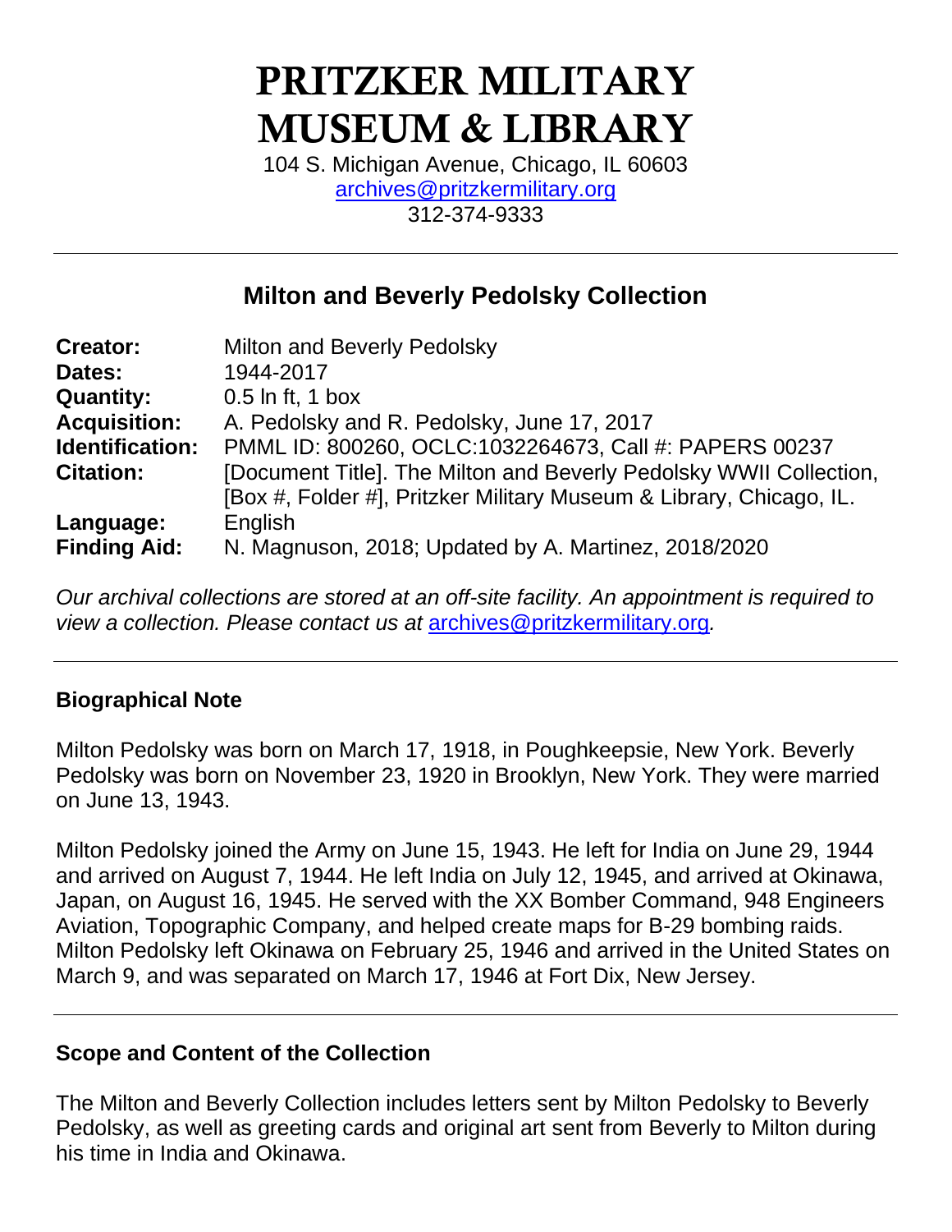# PRITZKER MILITARY MUSEUM & LIBRARY

104 S. Michigan Avenue, Chicago, IL 60603
archives@pritzkermilitary.org
312-374-9333

---

## Milton and Beverly Pedolsky Collection

| | |
|---|---|
| **Creator:** | Milton and Beverly Pedolsky |
| **Dates:** | 1944-2017 |
| **Quantity:** | 0.5 ln ft, 1 box |
| **Acquisition:** | A. Pedolsky and R. Pedolsky, June 17, 2017 |
| **Identification:** | PMML ID: 800260, OCLC:1032264673, Call #: PAPERS 00237 |
| **Citation:** | [Document Title]. The Milton and Beverly Pedolsky WWII Collection, [Box #, Folder #], Pritzker Military Museum & Library, Chicago, IL. |
| **Language:** | English |
| **Finding Aid:** | N. Magnuson, 2018; Updated by A. Martinez, 2018/2020 |

*Our archival collections are stored at an off-site facility. An appointment is required to view a collection. Please contact us at archives@pritzkermilitary.org.*

---

### Biographical Note

Milton Pedolsky was born on March 17, 1918, in Poughkeepsie, New York. Beverly Pedolsky was born on November 23, 1920 in Brooklyn, New York. They were married on June 13, 1943.

Milton Pedolsky joined the Army on June 15, 1943. He left for India on June 29, 1944 and arrived on August 7, 1944. He left India on July 12, 1945, and arrived at Okinawa, Japan, on August 16, 1945. He served with the XX Bomber Command, 948 Engineers Aviation, Topographic Company, and helped create maps for B-29 bombing raids. Milton Pedolsky left Okinawa on February 25, 1946 and arrived in the United States on March 9, and was separated on March 17, 1946 at Fort Dix, New Jersey.

---

### Scope and Content of the Collection

The Milton and Beverly Collection includes letters sent by Milton Pedolsky to Beverly Pedolsky, as well as greeting cards and original art sent from Beverly to Milton during his time in India and Okinawa.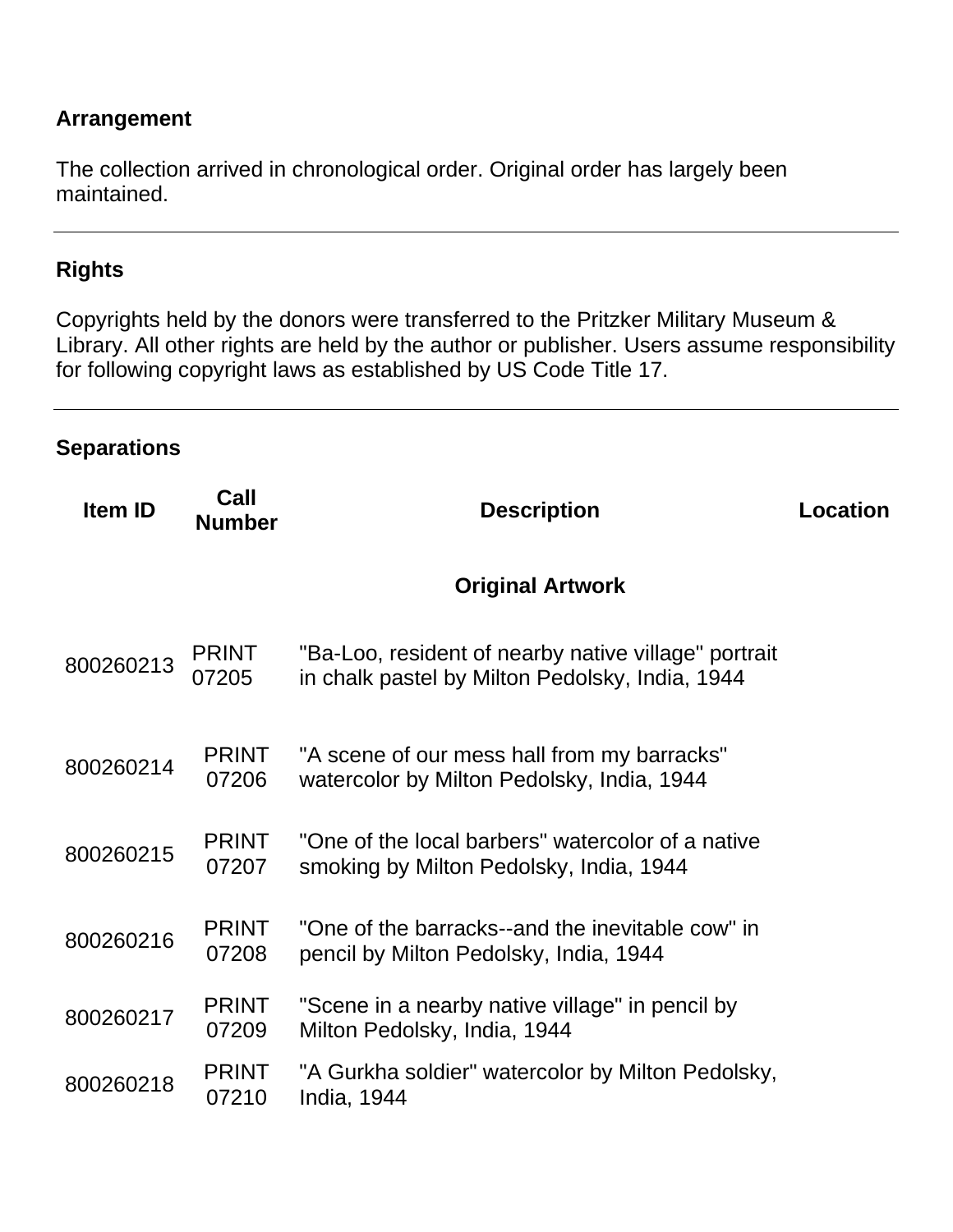## Arrangement

The collection arrived in chronological order. Original order has largely been maintained.

---

## Rights

Copyrights held by the donors were transferred to the Pritzker Military Museum & Library. All other rights are held by the author or publisher. Users assume responsibility for following copyright laws as established by US Code Title 17.

---

## Separations

| Item ID | Call Number | Description | Location |
|---|---|---|---|
| | | **Original Artwork** | |
| 800260213 | PRINT 07205 | "Ba-Loo, resident of nearby native village" portrait in chalk pastel by Milton Pedolsky, India, 1944 | |
| 800260214 | PRINT 07206 | "A scene of our mess hall from my barracks" watercolor by Milton Pedolsky, India, 1944 | |
| 800260215 | PRINT 07207 | "One of the local barbers" watercolor of a native smoking by Milton Pedolsky, India, 1944 | |
| 800260216 | PRINT 07208 | "One of the barracks--and the inevitable cow" in pencil by Milton Pedolsky, India, 1944 | |
| 800260217 | PRINT 07209 | "Scene in a nearby native village" in pencil by Milton Pedolsky, India, 1944 | |
| 800260218 | PRINT 07210 | "A Gurkha soldier" watercolor by Milton Pedolsky, India, 1944 | |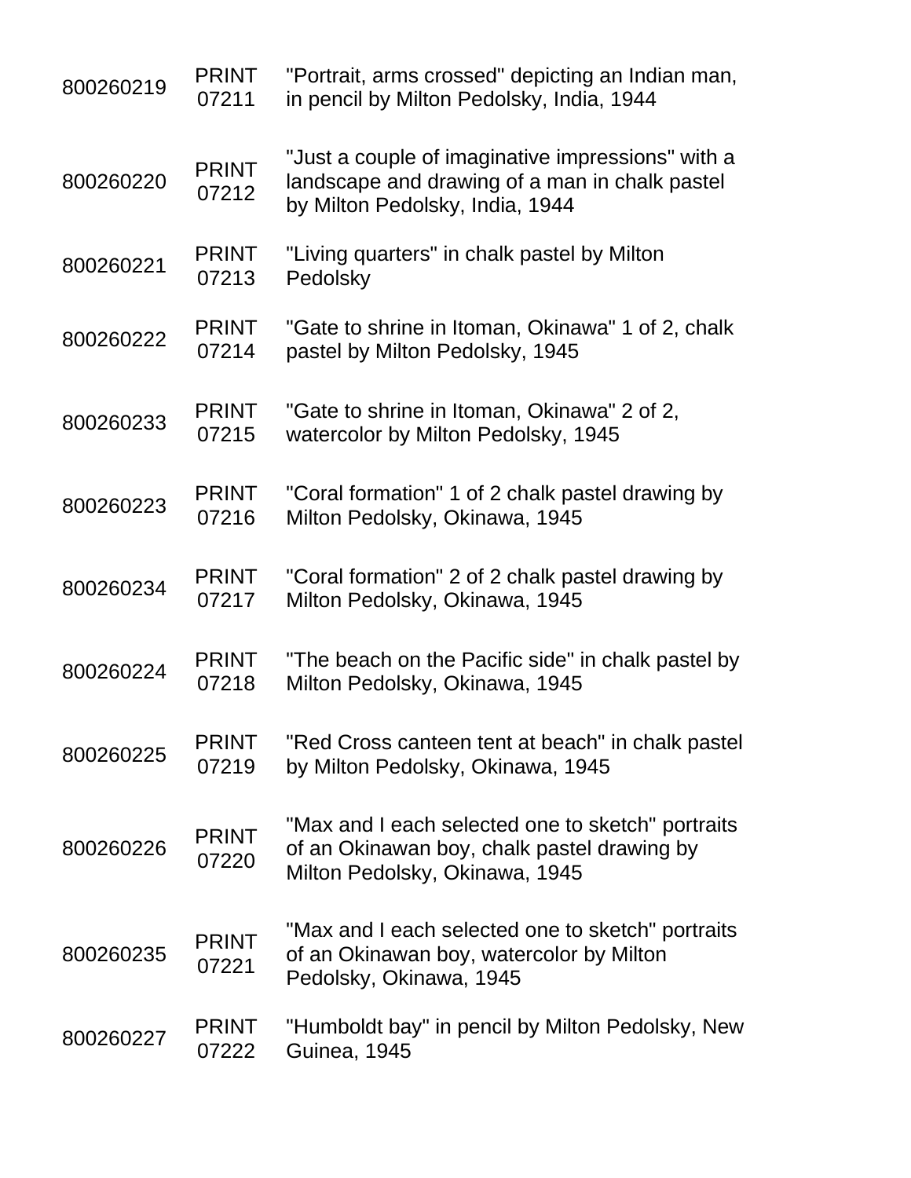| | | |
|---|---|---|
| 800260219 | PRINT 07211 | "Portrait, arms crossed" depicting an Indian man, in pencil by Milton Pedolsky, India, 1944 |
| 800260220 | PRINT 07212 | "Just a couple of imaginative impressions" with a landscape and drawing of a man in chalk pastel by Milton Pedolsky, India, 1944 |
| 800260221 | PRINT 07213 | "Living quarters" in chalk pastel by Milton Pedolsky |
| 800260222 | PRINT 07214 | "Gate to shrine in Itoman, Okinawa" 1 of 2, chalk pastel by Milton Pedolsky, 1945 |
| 800260233 | PRINT 07215 | "Gate to shrine in Itoman, Okinawa" 2 of 2, watercolor by Milton Pedolsky, 1945 |
| 800260223 | PRINT 07216 | "Coral formation" 1 of 2 chalk pastel drawing by Milton Pedolsky, Okinawa, 1945 |
| 800260234 | PRINT 07217 | "Coral formation" 2 of 2 chalk pastel drawing by Milton Pedolsky, Okinawa, 1945 |
| 800260224 | PRINT 07218 | "The beach on the Pacific side" in chalk pastel by Milton Pedolsky, Okinawa, 1945 |
| 800260225 | PRINT 07219 | "Red Cross canteen tent at beach" in chalk pastel by Milton Pedolsky, Okinawa, 1945 |
| 800260226 | PRINT 07220 | "Max and I each selected one to sketch" portraits of an Okinawan boy, chalk pastel drawing by Milton Pedolsky, Okinawa, 1945 |
| 800260235 | PRINT 07221 | "Max and I each selected one to sketch" portraits of an Okinawan boy, watercolor by Milton Pedolsky, Okinawa, 1945 |
| 800260227 | PRINT 07222 | "Humboldt bay" in pencil by Milton Pedolsky, New Guinea, 1945 |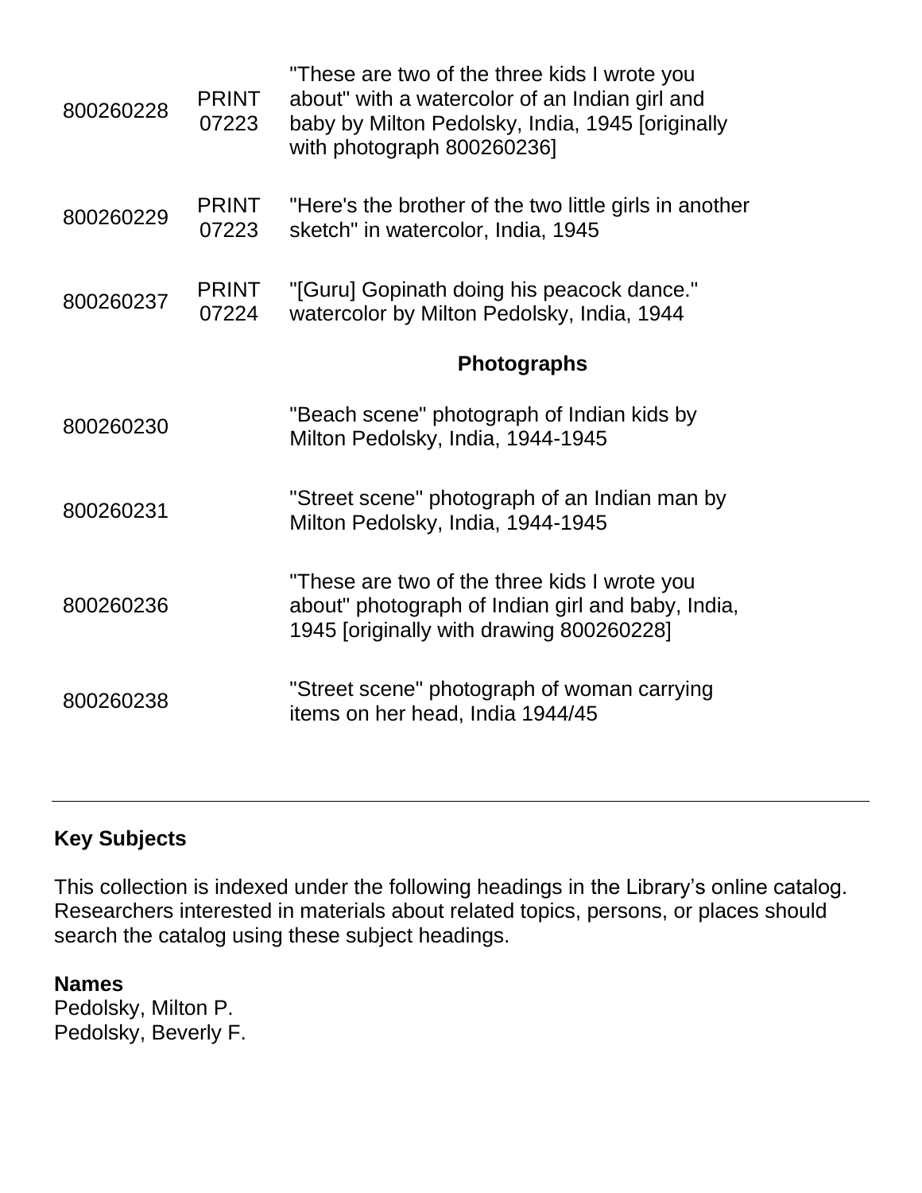| | | |
|---|---|---|
| 800260228 | PRINT 07223 | "These are two of the three kids I wrote you about" with a watercolor of an Indian girl and baby by Milton Pedolsky, India, 1945 [originally with photograph 800260236] |
| 800260229 | PRINT 07223 | "Here's the brother of the two little girls in another sketch" in watercolor, India, 1945 |
| 800260237 | PRINT 07224 | "[Guru] Gopinath doing his peacock dance." watercolor by Milton Pedolsky, India, 1944 |

**Photographs**

| | | |
|---|---|---|
| 800260230 | | "Beach scene" photograph of Indian kids by Milton Pedolsky, India, 1944-1945 |
| 800260231 | | "Street scene" photograph of an Indian man by Milton Pedolsky, India, 1944-1945 |
| 800260236 | | "These are two of the three kids I wrote you about" photograph of Indian girl and baby, India, 1945 [originally with drawing 800260228] |
| 800260238 | | "Street scene" photograph of woman carrying items on her head, India 1944/45 |

---

## Key Subjects

This collection is indexed under the following headings in the Library's online catalog. Researchers interested in materials about related topics, persons, or places should search the catalog using these subject headings.

**Names**
Pedolsky, Milton P.
Pedolsky, Beverly F.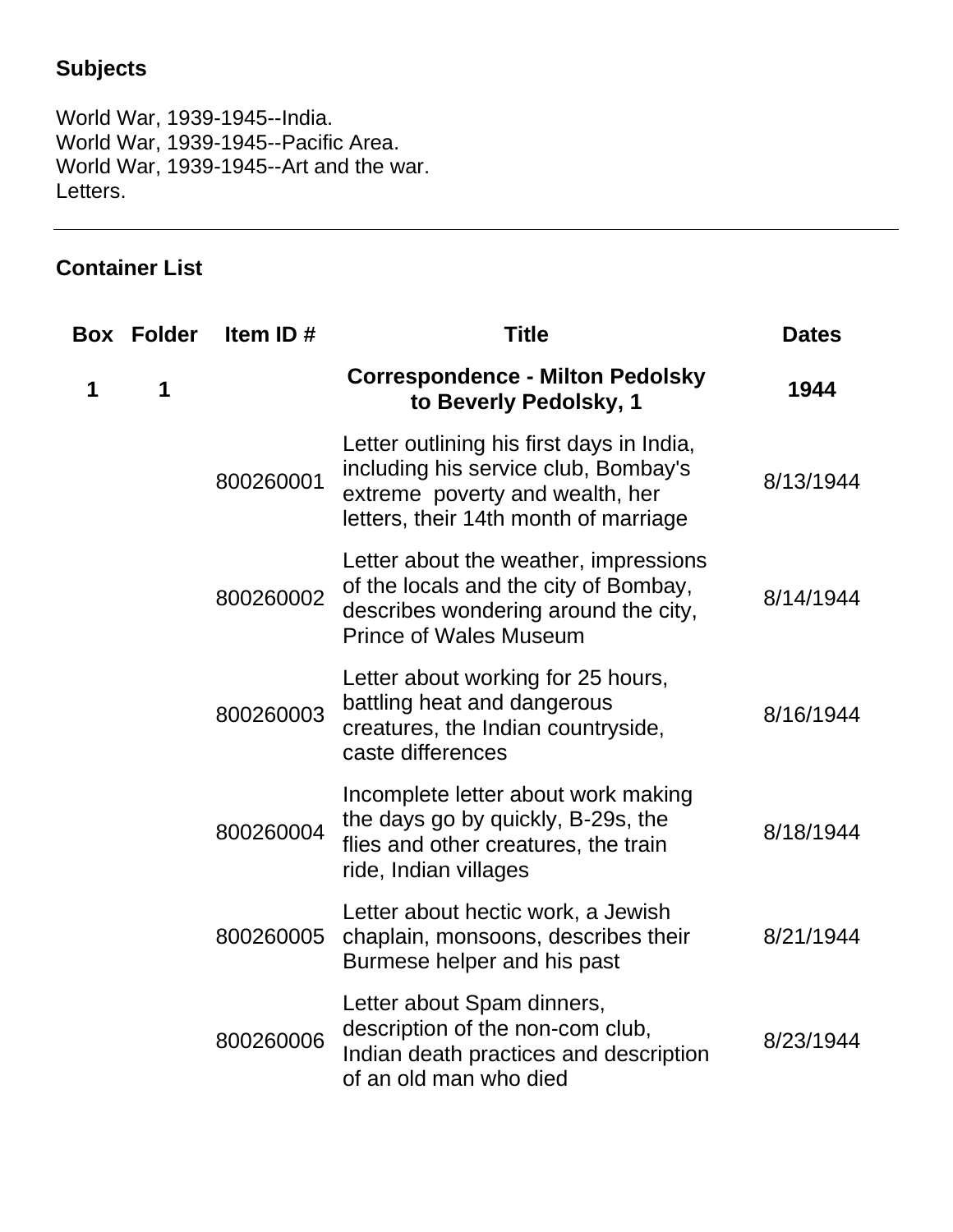## Subjects

World War, 1939-1945--India.
World War, 1939-1945--Pacific Area.
World War, 1939-1945--Art and the war.
Letters.

---

## Container List

| Box | Folder | Item ID # | Title | Dates |
|---|---|---|---|---|
| **1** | **1** | | **Correspondence - Milton Pedolsky to Beverly Pedolsky, 1** | **1944** |
| | | 800260001 | Letter outlining his first days in India, including his service club, Bombay's extreme poverty and wealth, her letters, their 14th month of marriage | 8/13/1944 |
| | | 800260002 | Letter about the weather, impressions of the locals and the city of Bombay, describes wondering around the city, Prince of Wales Museum | 8/14/1944 |
| | | 800260003 | Letter about working for 25 hours, battling heat and dangerous creatures, the Indian countryside, caste differences | 8/16/1944 |
| | | 800260004 | Incomplete letter about work making the days go by quickly, B-29s, the flies and other creatures, the train ride, Indian villages | 8/18/1944 |
| | | 800260005 | Letter about hectic work, a Jewish chaplain, monsoons, describes their Burmese helper and his past | 8/21/1944 |
| | | 800260006 | Letter about Spam dinners, description of the non-com club, Indian death practices and description of an old man who died | 8/23/1944 |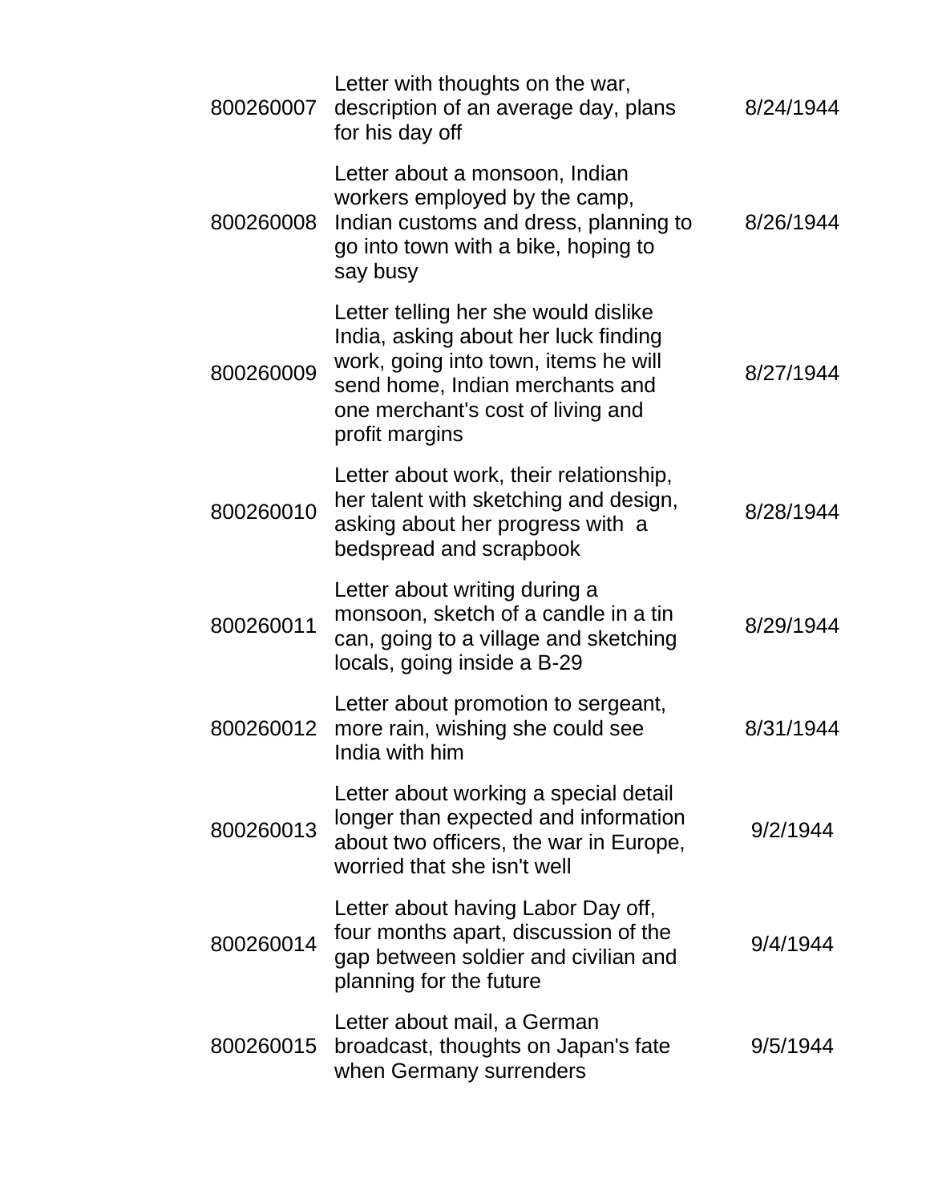| | | |
|---|---|---|
| 800260007 | Letter with thoughts on the war, description of an average day, plans for his day off | 8/24/1944 |
| 800260008 | Letter about a monsoon, Indian workers employed by the camp, Indian customs and dress, planning to go into town with a bike, hoping to say busy | 8/26/1944 |
| 800260009 | Letter telling her she would dislike India, asking about her luck finding work, going into town, items he will send home, Indian merchants and one merchant's cost of living and profit margins | 8/27/1944 |
| 800260010 | Letter about work, their relationship, her talent with sketching and design, asking about her progress with a bedspread and scrapbook | 8/28/1944 |
| 800260011 | Letter about writing during a monsoon, sketch of a candle in a tin can, going to a village and sketching locals, going inside a B-29 | 8/29/1944 |
| 800260012 | Letter about promotion to sergeant, more rain, wishing she could see India with him | 8/31/1944 |
| 800260013 | Letter about working a special detail longer than expected and information about two officers, the war in Europe, worried that she isn't well | 9/2/1944 |
| 800260014 | Letter about having Labor Day off, four months apart, discussion of the gap between soldier and civilian and planning for the future | 9/4/1944 |
| 800260015 | Letter about mail, a German broadcast, thoughts on Japan's fate when Germany surrenders | 9/5/1944 |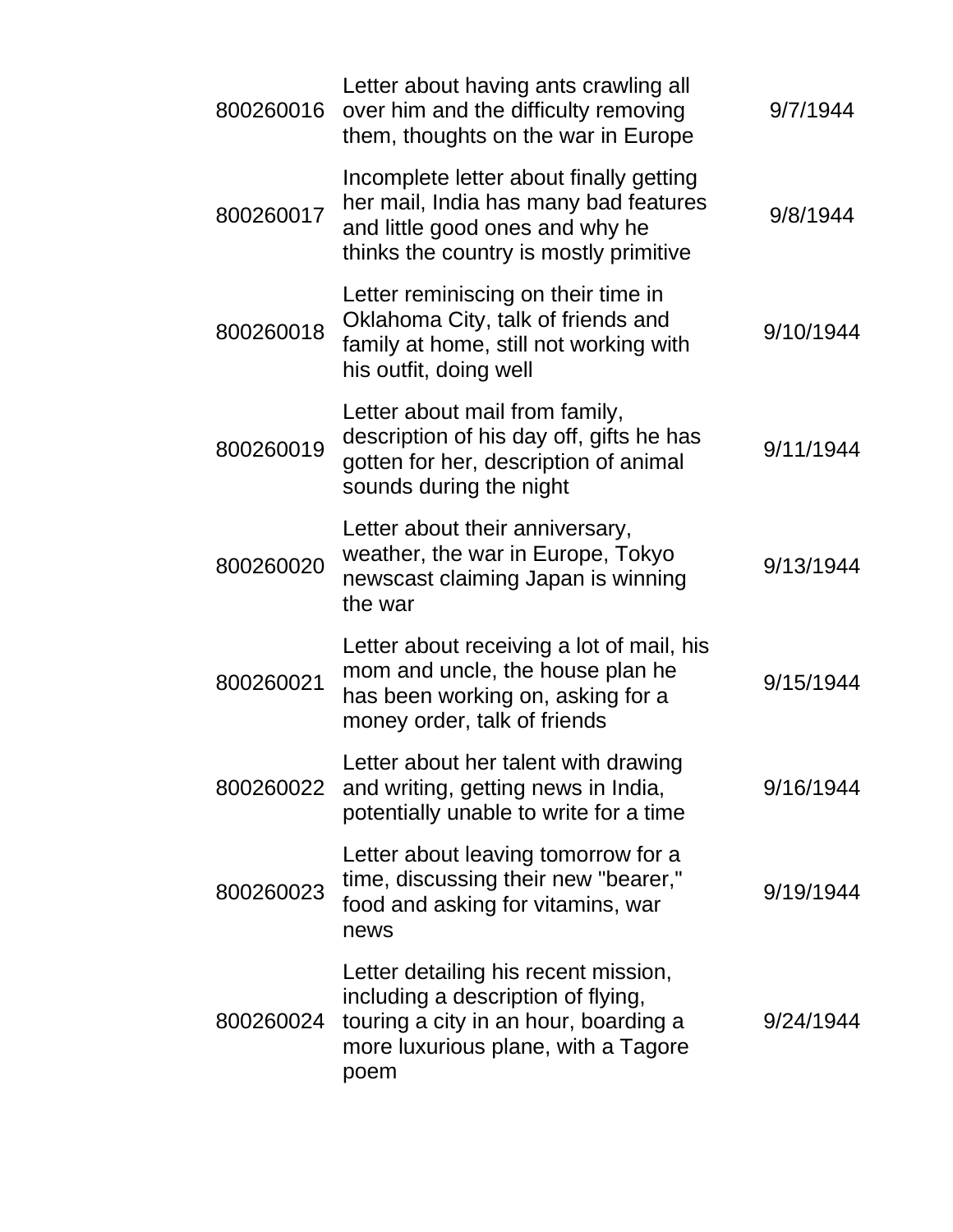| | | |
|---|---|---|
| 800260016 | Letter about having ants crawling all over him and the difficulty removing them, thoughts on the war in Europe | 9/7/1944 |
| 800260017 | Incomplete letter about finally getting her mail, India has many bad features and little good ones and why he thinks the country is mostly primitive | 9/8/1944 |
| 800260018 | Letter reminiscing on their time in Oklahoma City, talk of friends and family at home, still not working with his outfit, doing well | 9/10/1944 |
| 800260019 | Letter about mail from family, description of his day off, gifts he has gotten for her, description of animal sounds during the night | 9/11/1944 |
| 800260020 | Letter about their anniversary, weather, the war in Europe, Tokyo newscast claiming Japan is winning the war | 9/13/1944 |
| 800260021 | Letter about receiving a lot of mail, his mom and uncle, the house plan he has been working on, asking for a money order, talk of friends | 9/15/1944 |
| 800260022 | Letter about her talent with drawing and writing, getting news in India, potentially unable to write for a time | 9/16/1944 |
| 800260023 | Letter about leaving tomorrow for a time, discussing their new "bearer," food and asking for vitamins, war news | 9/19/1944 |
| 800260024 | Letter detailing his recent mission, including a description of flying, touring a city in an hour, boarding a more luxurious plane, with a Tagore poem | 9/24/1944 |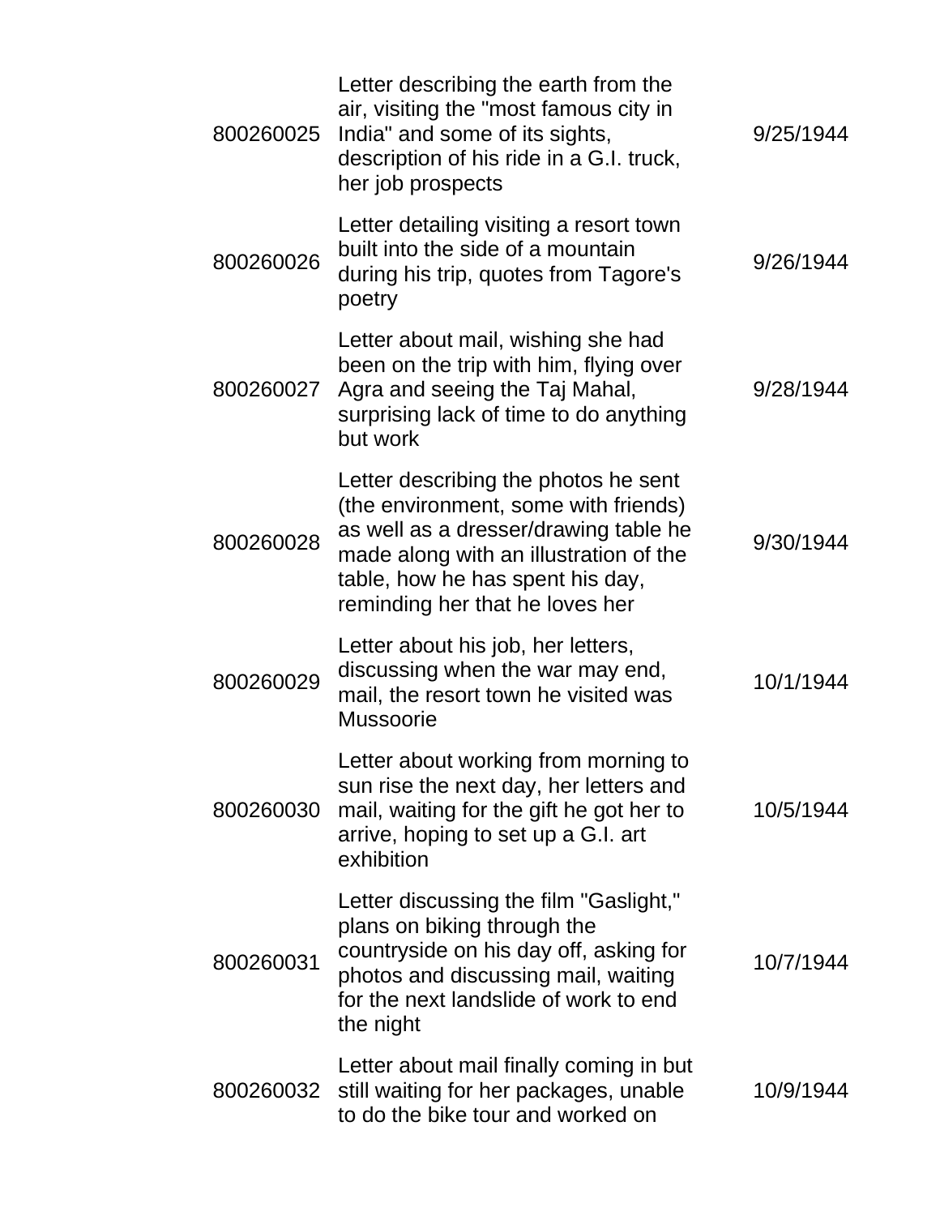| | | |
|---|---|---|
| 800260025 | Letter describing the earth from the air, visiting the "most famous city in India" and some of its sights, description of his ride in a G.I. truck, her job prospects | 9/25/1944 |
| 800260026 | Letter detailing visiting a resort town built into the side of a mountain during his trip, quotes from Tagore's poetry | 9/26/1944 |
| 800260027 | Letter about mail, wishing she had been on the trip with him, flying over Agra and seeing the Taj Mahal, surprising lack of time to do anything but work | 9/28/1944 |
| 800260028 | Letter describing the photos he sent (the environment, some with friends) as well as a dresser/drawing table he made along with an illustration of the table, how he has spent his day, reminding her that he loves her | 9/30/1944 |
| 800260029 | Letter about his job, her letters, discussing when the war may end, mail, the resort town he visited was Mussoorie | 10/1/1944 |
| 800260030 | Letter about working from morning to sun rise the next day, her letters and mail, waiting for the gift he got her to arrive, hoping to set up a G.I. art exhibition | 10/5/1944 |
| 800260031 | Letter discussing the film "Gaslight," plans on biking through the countryside on his day off, asking for photos and discussing mail, waiting for the next landslide of work to end the night | 10/7/1944 |
| 800260032 | Letter about mail finally coming in but still waiting for her packages, unable to do the bike tour and worked on | 10/9/1944 |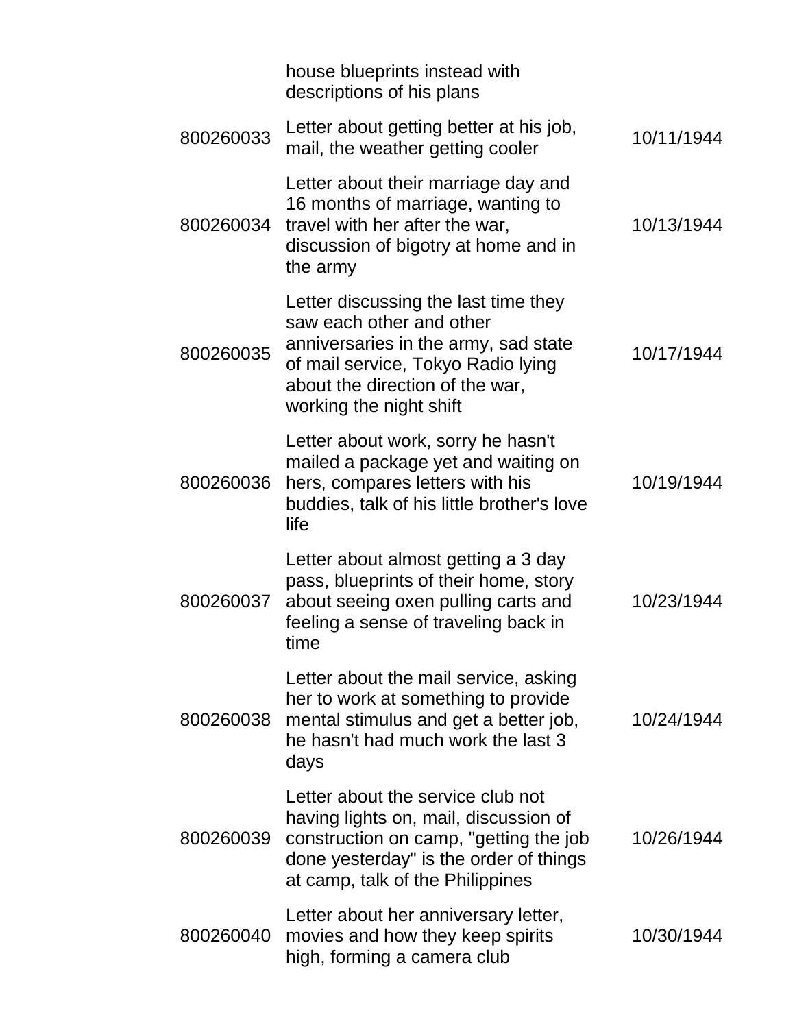| | | |
|---|---|---|
| | house blueprints instead with descriptions of his plans | |
| 800260033 | Letter about getting better at his job, mail, the weather getting cooler | 10/11/1944 |
| 800260034 | Letter about their marriage day and 16 months of marriage, wanting to travel with her after the war, discussion of bigotry at home and in the army | 10/13/1944 |
| 800260035 | Letter discussing the last time they saw each other and other anniversaries in the army, sad state of mail service, Tokyo Radio lying about the direction of the war, working the night shift | 10/17/1944 |
| 800260036 | Letter about work, sorry he hasn't mailed a package yet and waiting on hers, compares letters with his buddies, talk of his little brother's love life | 10/19/1944 |
| 800260037 | Letter about almost getting a 3 day pass, blueprints of their home, story about seeing oxen pulling carts and feeling a sense of traveling back in time | 10/23/1944 |
| 800260038 | Letter about the mail service, asking her to work at something to provide mental stimulus and get a better job, he hasn't had much work the last 3 days | 10/24/1944 |
| 800260039 | Letter about the service club not having lights on, mail, discussion of construction on camp, "getting the job done yesterday" is the order of things at camp, talk of the Philippines | 10/26/1944 |
| 800260040 | Letter about her anniversary letter, movies and how they keep spirits high, forming a camera club | 10/30/1944 |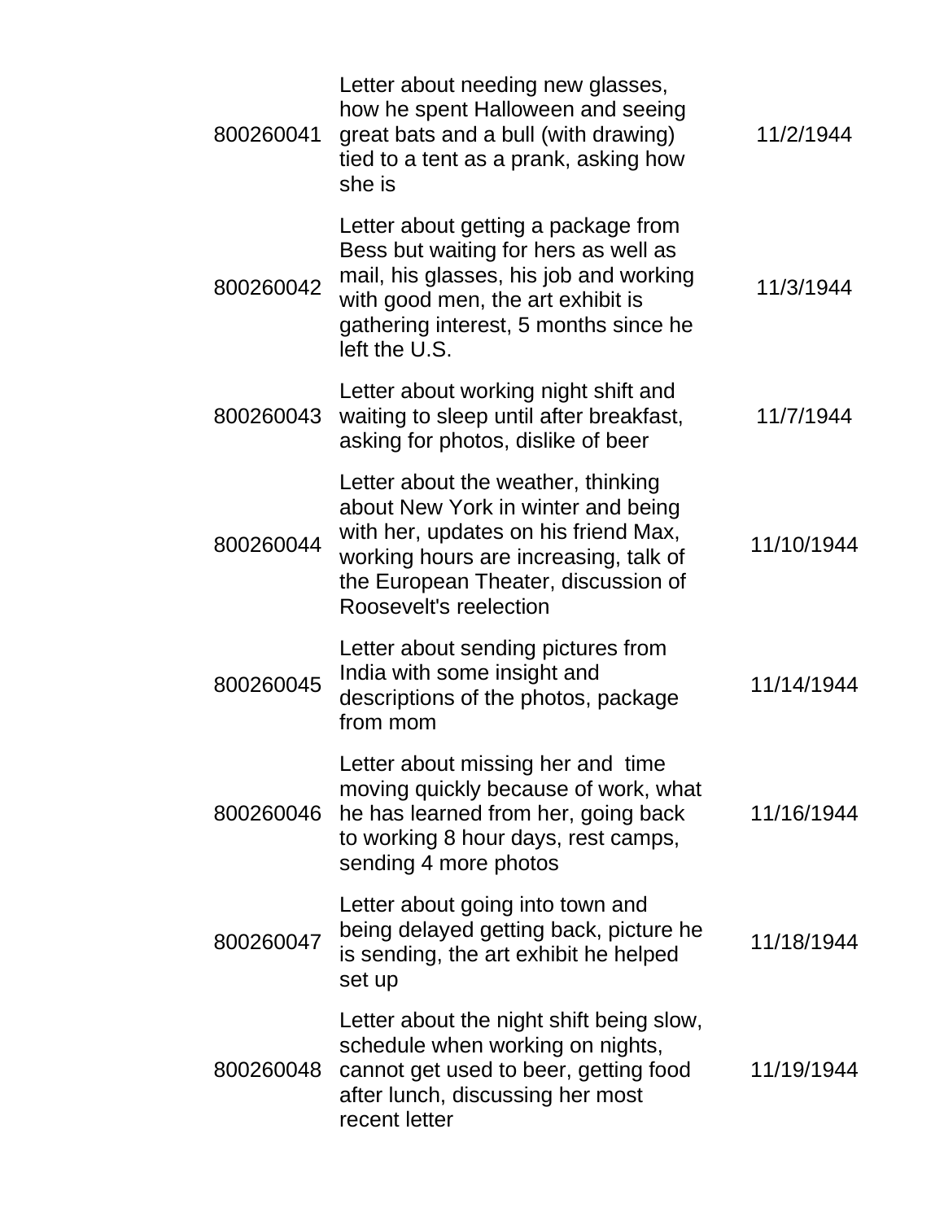| | | |
|---|---|---|
| 800260041 | Letter about needing new glasses, how he spent Halloween and seeing great bats and a bull (with drawing) tied to a tent as a prank, asking how she is | 11/2/1944 |
| 800260042 | Letter about getting a package from Bess but waiting for hers as well as mail, his glasses, his job and working with good men, the art exhibit is gathering interest, 5 months since he left the U.S. | 11/3/1944 |
| 800260043 | Letter about working night shift and waiting to sleep until after breakfast, asking for photos, dislike of beer | 11/7/1944 |
| 800260044 | Letter about the weather, thinking about New York in winter and being with her, updates on his friend Max, working hours are increasing, talk of the European Theater, discussion of Roosevelt's reelection | 11/10/1944 |
| 800260045 | Letter about sending pictures from India with some insight and descriptions of the photos, package from mom | 11/14/1944 |
| 800260046 | Letter about missing her and time moving quickly because of work, what he has learned from her, going back to working 8 hour days, rest camps, sending 4 more photos | 11/16/1944 |
| 800260047 | Letter about going into town and being delayed getting back, picture he is sending, the art exhibit he helped set up | 11/18/1944 |
| 800260048 | Letter about the night shift being slow, schedule when working on nights, cannot get used to beer, getting food after lunch, discussing her most recent letter | 11/19/1944 |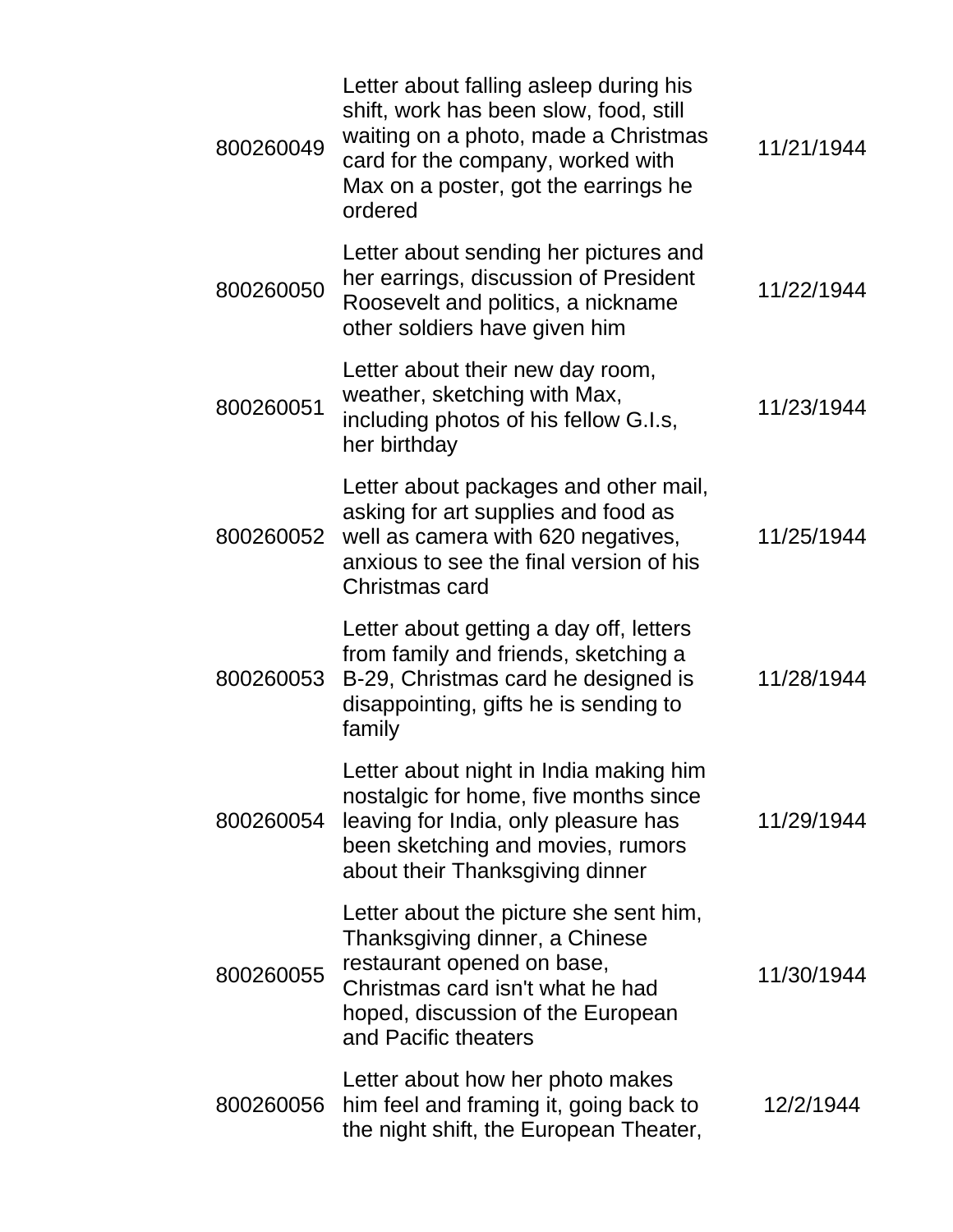| | | |
|---|---|---|
| 800260049 | Letter about falling asleep during his shift, work has been slow, food, still waiting on a photo, made a Christmas card for the company, worked with Max on a poster, got the earrings he ordered | 11/21/1944 |
| 800260050 | Letter about sending her pictures and her earrings, discussion of President Roosevelt and politics, a nickname other soldiers have given him | 11/22/1944 |
| 800260051 | Letter about their new day room, weather, sketching with Max, including photos of his fellow G.I.s, her birthday | 11/23/1944 |
| 800260052 | Letter about packages and other mail, asking for art supplies and food as well as camera with 620 negatives, anxious to see the final version of his Christmas card | 11/25/1944 |
| 800260053 | Letter about getting a day off, letters from family and friends, sketching a B-29, Christmas card he designed is disappointing, gifts he is sending to family | 11/28/1944 |
| 800260054 | Letter about night in India making him nostalgic for home, five months since leaving for India, only pleasure has been sketching and movies, rumors about their Thanksgiving dinner | 11/29/1944 |
| 800260055 | Letter about the picture she sent him, Thanksgiving dinner, a Chinese restaurant opened on base, Christmas card isn't what he had hoped, discussion of the European and Pacific theaters | 11/30/1944 |
| 800260056 | Letter about how her photo makes him feel and framing it, going back to the night shift, the European Theater, | 12/2/1944 |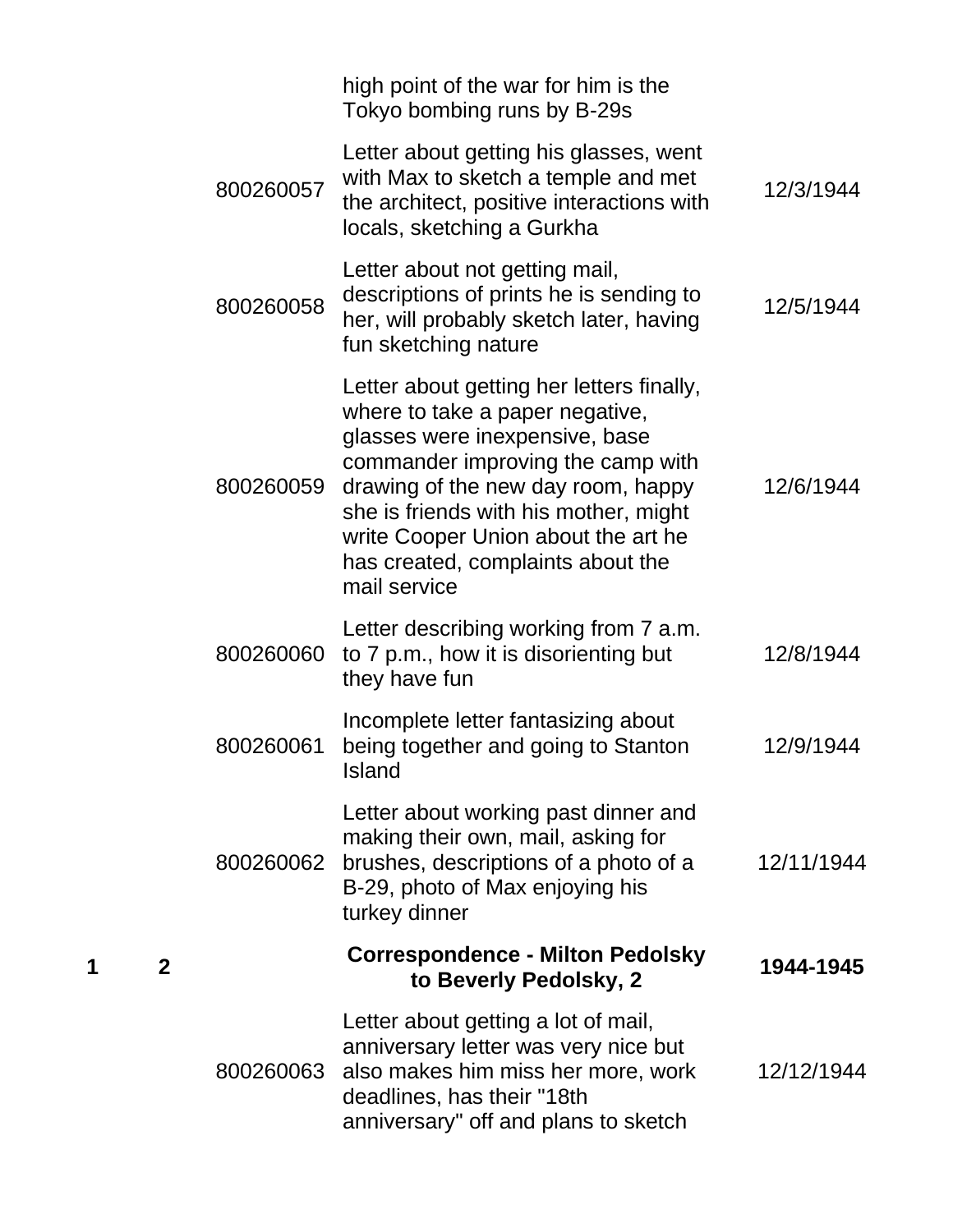| Box | Folder | Item ID | Description | Date |
|---|---|---|---|---|
| | | | high point of the war for him is the Tokyo bombing runs by B-29s | |
| | | 800260057 | Letter about getting his glasses, went with Max to sketch a temple and met the architect, positive interactions with locals, sketching a Gurkha | 12/3/1944 |
| | | 800260058 | Letter about not getting mail, descriptions of prints he is sending to her, will probably sketch later, having fun sketching nature | 12/5/1944 |
| | | 800260059 | Letter about getting her letters finally, where to take a paper negative, glasses were inexpensive, base commander improving the camp with drawing of the new day room, happy she is friends with his mother, might write Cooper Union about the art he has created, complaints about the mail service | 12/6/1944 |
| | | 800260060 | Letter describing working from 7 a.m. to 7 p.m., how it is disorienting but they have fun | 12/8/1944 |
| | | 800260061 | Incomplete letter fantasizing about being together and going to Stanton Island | 12/9/1944 |
| | | 800260062 | Letter about working past dinner and making their own, mail, asking for brushes, descriptions of a photo of a B-29, photo of Max enjoying his turkey dinner | 12/11/1944 |
| **1** | **2** | | **Correspondence - Milton Pedolsky to Beverly Pedolsky, 2** | **1944-1945** |
| | | 800260063 | Letter about getting a lot of mail, anniversary letter was very nice but also makes him miss her more, work deadlines, has their "18th anniversary" off and plans to sketch | 12/12/1944 |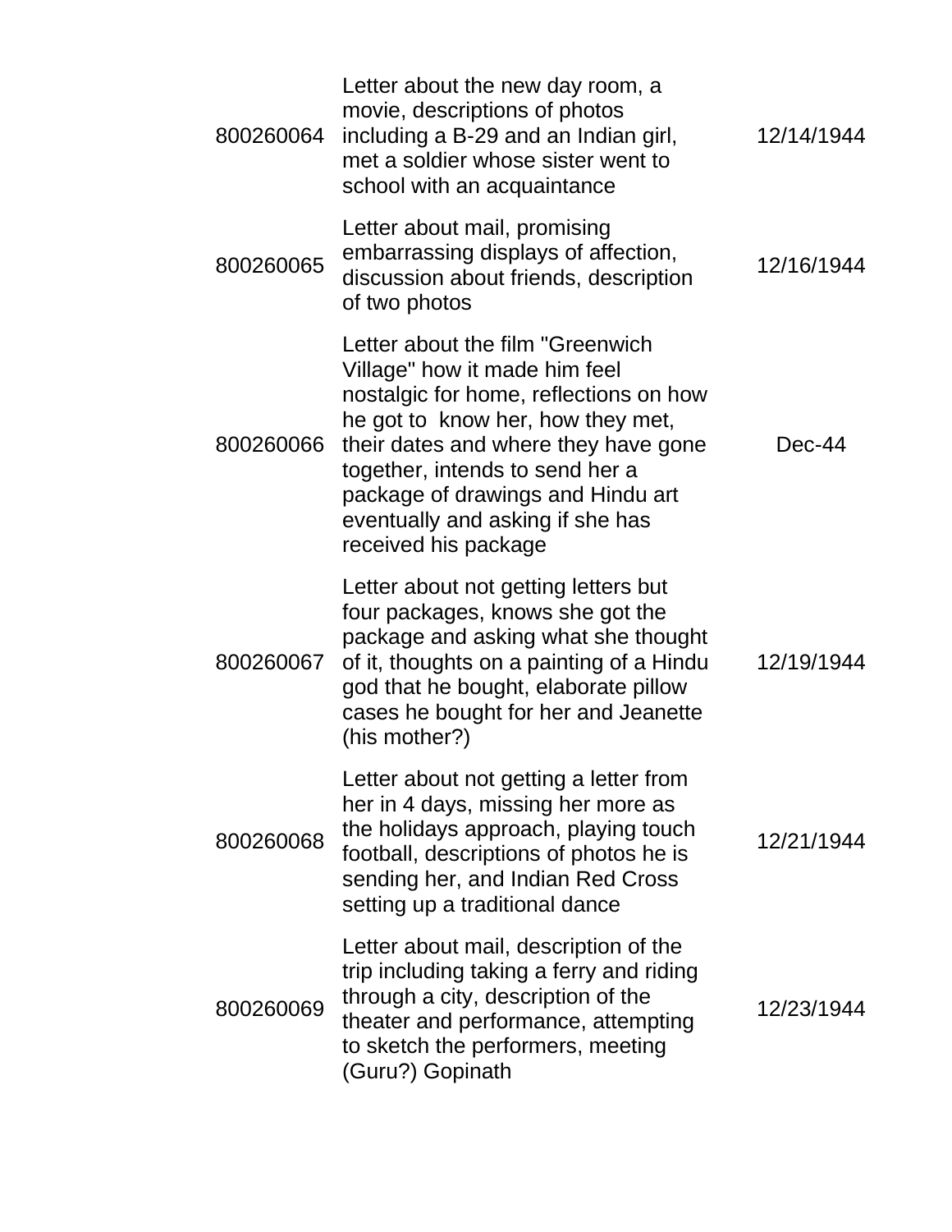| | | |
|---|---|---|
| 800260064 | Letter about the new day room, a movie, descriptions of photos including a B-29 and an Indian girl, met a soldier whose sister went to school with an acquaintance | 12/14/1944 |
| 800260065 | Letter about mail, promising embarrassing displays of affection, discussion about friends, description of two photos | 12/16/1944 |
| 800260066 | Letter about the film "Greenwich Village" how it made him feel nostalgic for home, reflections on how he got to know her, how they met, their dates and where they have gone together, intends to send her a package of drawings and Hindu art eventually and asking if she has received his package | Dec-44 |
| 800260067 | Letter about not getting letters but four packages, knows she got the package and asking what she thought of it, thoughts on a painting of a Hindu god that he bought, elaborate pillow cases he bought for her and Jeanette (his mother?) | 12/19/1944 |
| 800260068 | Letter about not getting a letter from her in 4 days, missing her more as the holidays approach, playing touch football, descriptions of photos he is sending her, and Indian Red Cross setting up a traditional dance | 12/21/1944 |
| 800260069 | Letter about mail, description of the trip including taking a ferry and riding through a city, description of the theater and performance, attempting to sketch the performers, meeting (Guru?) Gopinath | 12/23/1944 |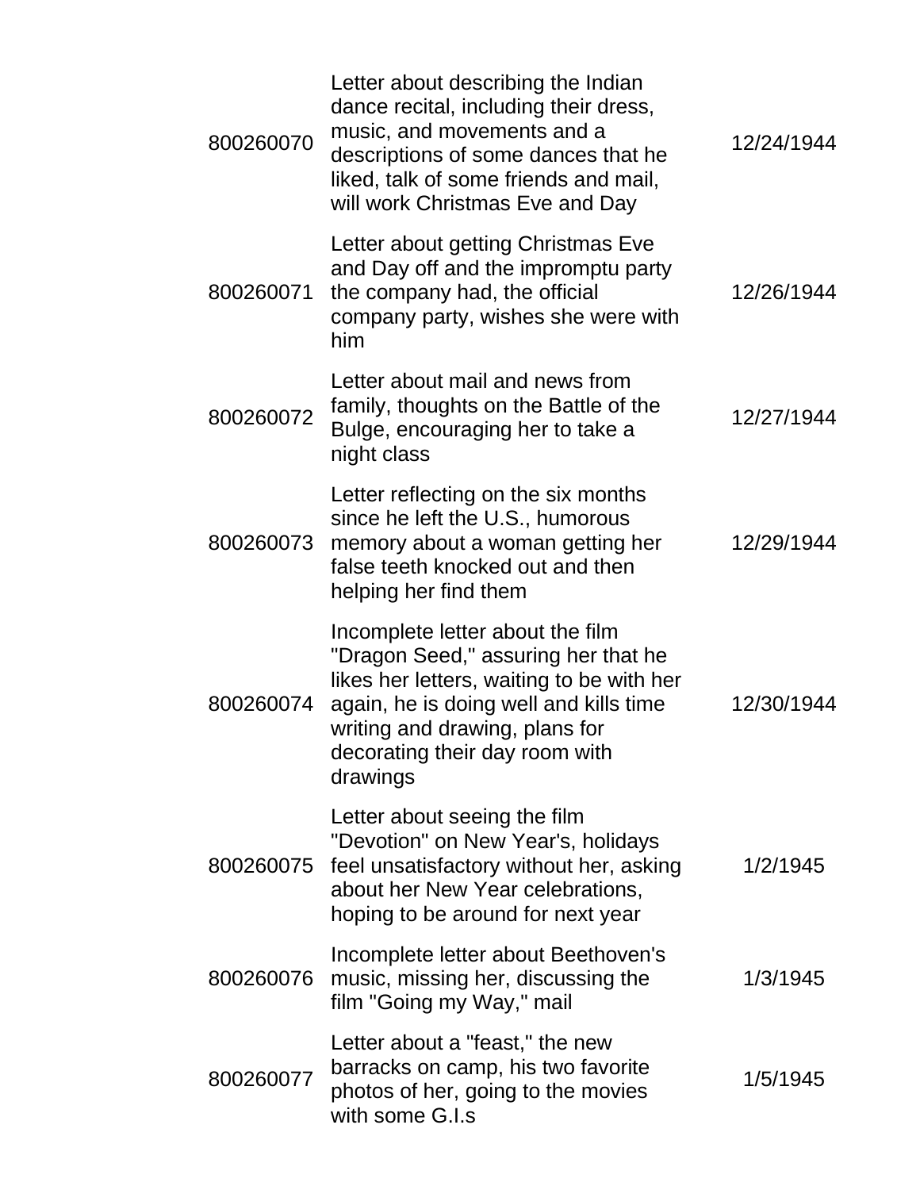| | | |
|---|---|---|
| 800260070 | Letter about describing the Indian dance recital, including their dress, music, and movements and a descriptions of some dances that he liked, talk of some friends and mail, will work Christmas Eve and Day | 12/24/1944 |
| 800260071 | Letter about getting Christmas Eve and Day off and the impromptu party the company had, the official company party, wishes she were with him | 12/26/1944 |
| 800260072 | Letter about mail and news from family, thoughts on the Battle of the Bulge, encouraging her to take a night class | 12/27/1944 |
| 800260073 | Letter reflecting on the six months since he left the U.S., humorous memory about a woman getting her false teeth knocked out and then helping her find them | 12/29/1944 |
| 800260074 | Incomplete letter about the film "Dragon Seed," assuring her that he likes her letters, waiting to be with her again, he is doing well and kills time writing and drawing, plans for decorating their day room with drawings | 12/30/1944 |
| 800260075 | Letter about seeing the film "Devotion" on New Year's, holidays feel unsatisfactory without her, asking about her New Year celebrations, hoping to be around for next year | 1/2/1945 |
| 800260076 | Incomplete letter about Beethoven's music, missing her, discussing the film "Going my Way," mail | 1/3/1945 |
| 800260077 | Letter about a "feast," the new barracks on camp, his two favorite photos of her, going to the movies with some G.I.s | 1/5/1945 |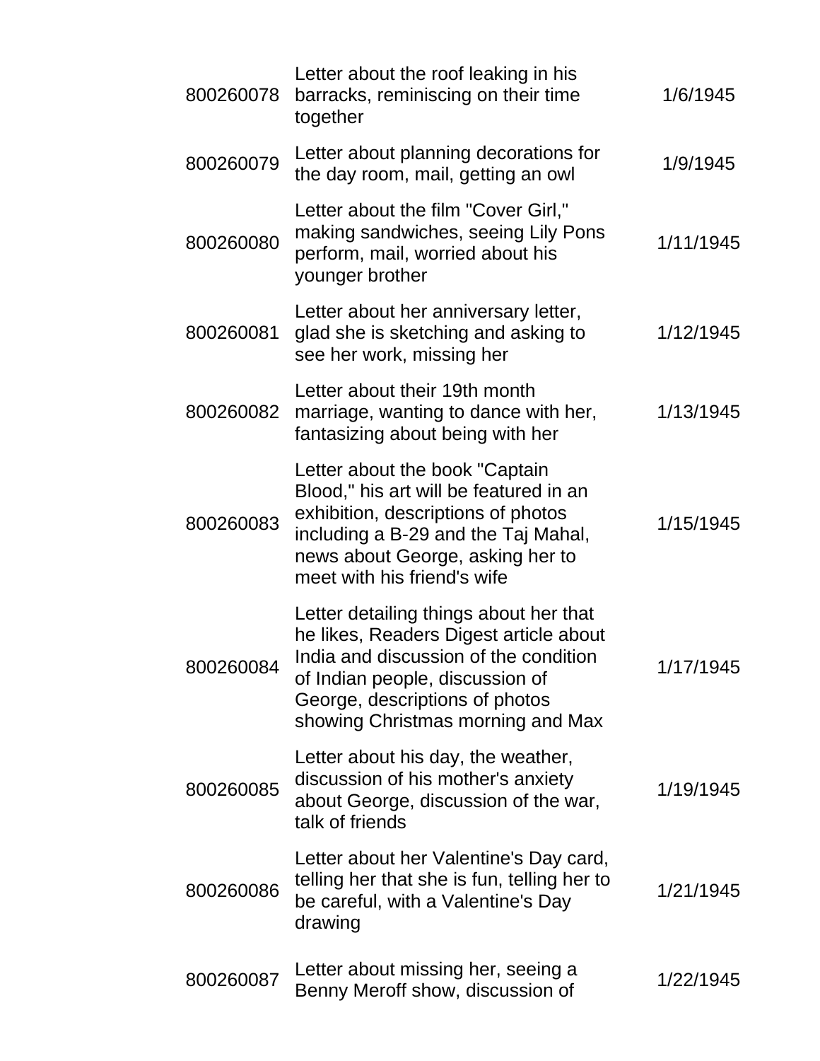| | | |
|---|---|---|
| 800260078 | Letter about the roof leaking in his barracks, reminiscing on their time together | 1/6/1945 |
| 800260079 | Letter about planning decorations for the day room, mail, getting an owl | 1/9/1945 |
| 800260080 | Letter about the film "Cover Girl," making sandwiches, seeing Lily Pons perform, mail, worried about his younger brother | 1/11/1945 |
| 800260081 | Letter about her anniversary letter, glad she is sketching and asking to see her work, missing her | 1/12/1945 |
| 800260082 | Letter about their 19th month marriage, wanting to dance with her, fantasizing about being with her | 1/13/1945 |
| 800260083 | Letter about the book "Captain Blood," his art will be featured in an exhibition, descriptions of photos including a B-29 and the Taj Mahal, news about George, asking her to meet with his friend's wife | 1/15/1945 |
| 800260084 | Letter detailing things about her that he likes, Readers Digest article about India and discussion of the condition of Indian people, discussion of George, descriptions of photos showing Christmas morning and Max | 1/17/1945 |
| 800260085 | Letter about his day, the weather, discussion of his mother's anxiety about George, discussion of the war, talk of friends | 1/19/1945 |
| 800260086 | Letter about her Valentine's Day card, telling her that she is fun, telling her to be careful, with a Valentine's Day drawing | 1/21/1945 |
| 800260087 | Letter about missing her, seeing a Benny Meroff show, discussion of | 1/22/1945 |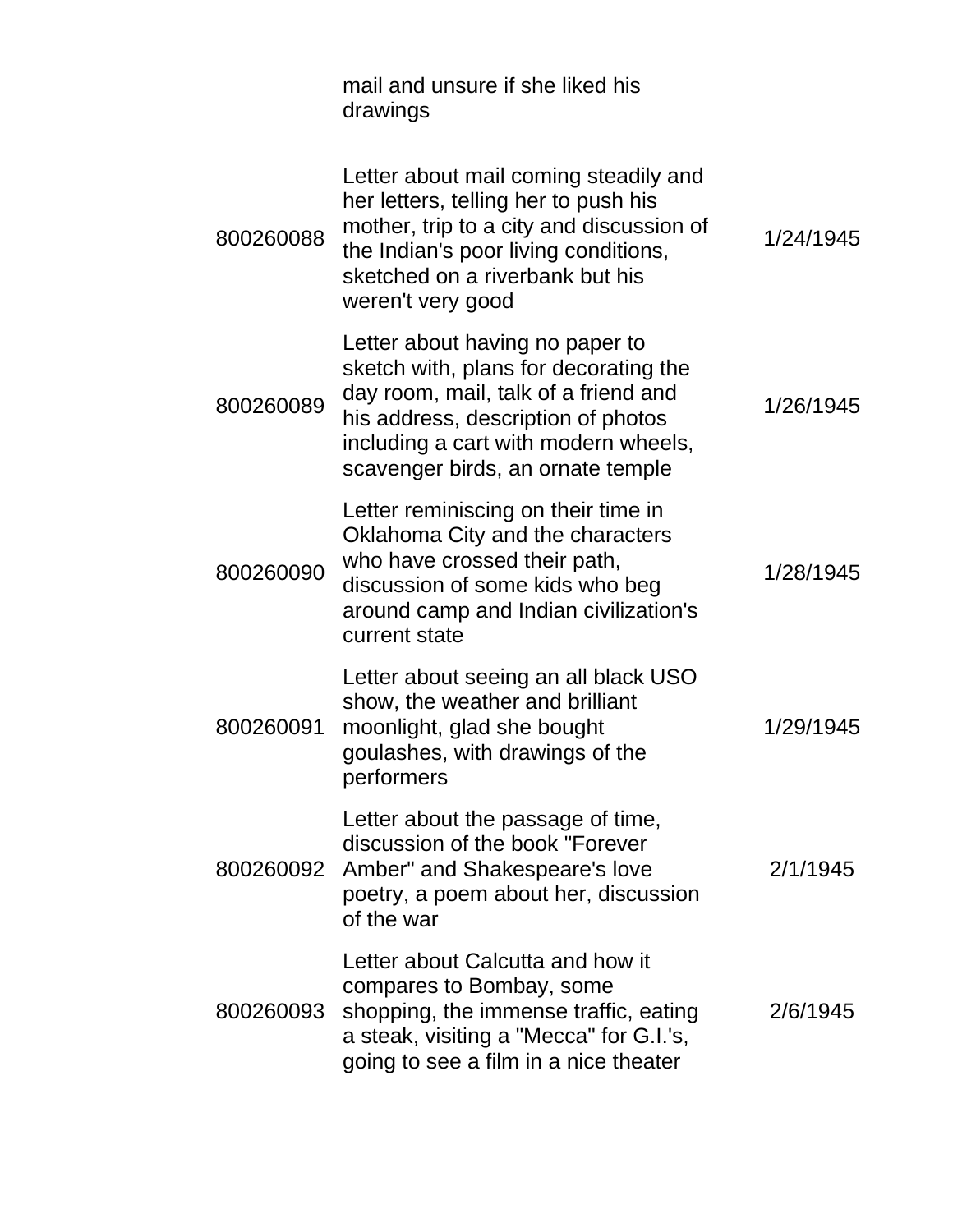| | | |
|---|---|---|
| | mail and unsure if she liked his drawings | |
| 800260088 | Letter about mail coming steadily and her letters, telling her to push his mother, trip to a city and discussion of the Indian's poor living conditions, sketched on a riverbank but his weren't very good | 1/24/1945 |
| 800260089 | Letter about having no paper to sketch with, plans for decorating the day room, mail, talk of a friend and his address, description of photos including a cart with modern wheels, scavenger birds, an ornate temple | 1/26/1945 |
| 800260090 | Letter reminiscing on their time in Oklahoma City and the characters who have crossed their path, discussion of some kids who beg around camp and Indian civilization's current state | 1/28/1945 |
| 800260091 | Letter about seeing an all black USO show, the weather and brilliant moonlight, glad she bought goulashes, with drawings of the performers | 1/29/1945 |
| 800260092 | Letter about the passage of time, discussion of the book "Forever Amber" and Shakespeare's love poetry, a poem about her, discussion of the war | 2/1/1945 |
| 800260093 | Letter about Calcutta and how it compares to Bombay, some shopping, the immense traffic, eating a steak, visiting a "Mecca" for G.I.'s, going to see a film in a nice theater | 2/6/1945 |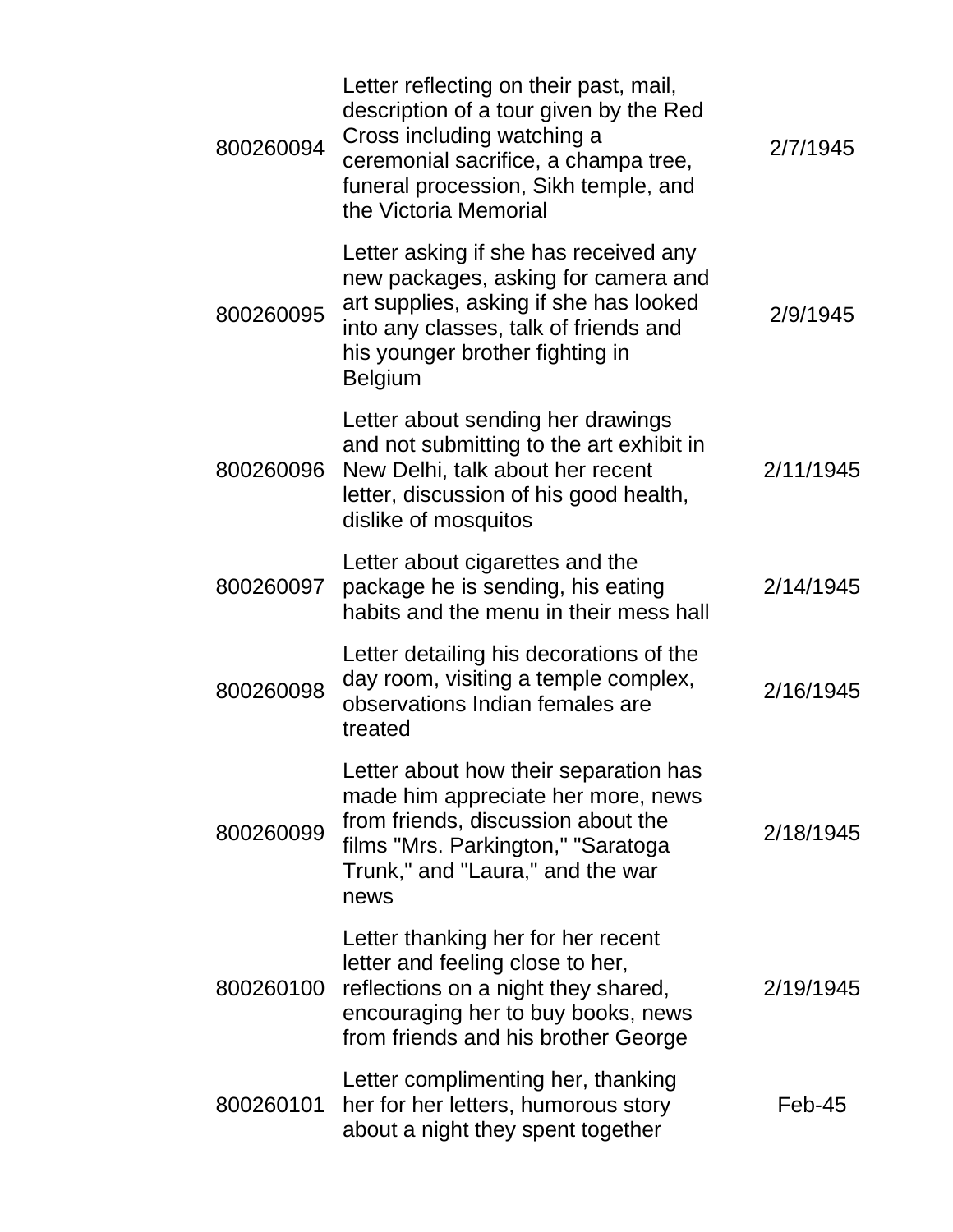| | | |
|---|---|---|
| 800260094 | Letter reflecting on their past, mail, description of a tour given by the Red Cross including watching a ceremonial sacrifice, a champa tree, funeral procession, Sikh temple, and the Victoria Memorial | 2/7/1945 |
| 800260095 | Letter asking if she has received any new packages, asking for camera and art supplies, asking if she has looked into any classes, talk of friends and his younger brother fighting in Belgium | 2/9/1945 |
| 800260096 | Letter about sending her drawings and not submitting to the art exhibit in New Delhi, talk about her recent letter, discussion of his good health, dislike of mosquitos | 2/11/1945 |
| 800260097 | Letter about cigarettes and the package he is sending, his eating habits and the menu in their mess hall | 2/14/1945 |
| 800260098 | Letter detailing his decorations of the day room, visiting a temple complex, observations Indian females are treated | 2/16/1945 |
| 800260099 | Letter about how their separation has made him appreciate her more, news from friends, discussion about the films "Mrs. Parkington," "Saratoga Trunk," and "Laura," and the war news | 2/18/1945 |
| 800260100 | Letter thanking her for her recent letter and feeling close to her, reflections on a night they shared, encouraging her to buy books, news from friends and his brother George | 2/19/1945 |
| 800260101 | Letter complimenting her, thanking her for her letters, humorous story about a night they spent together | Feb-45 |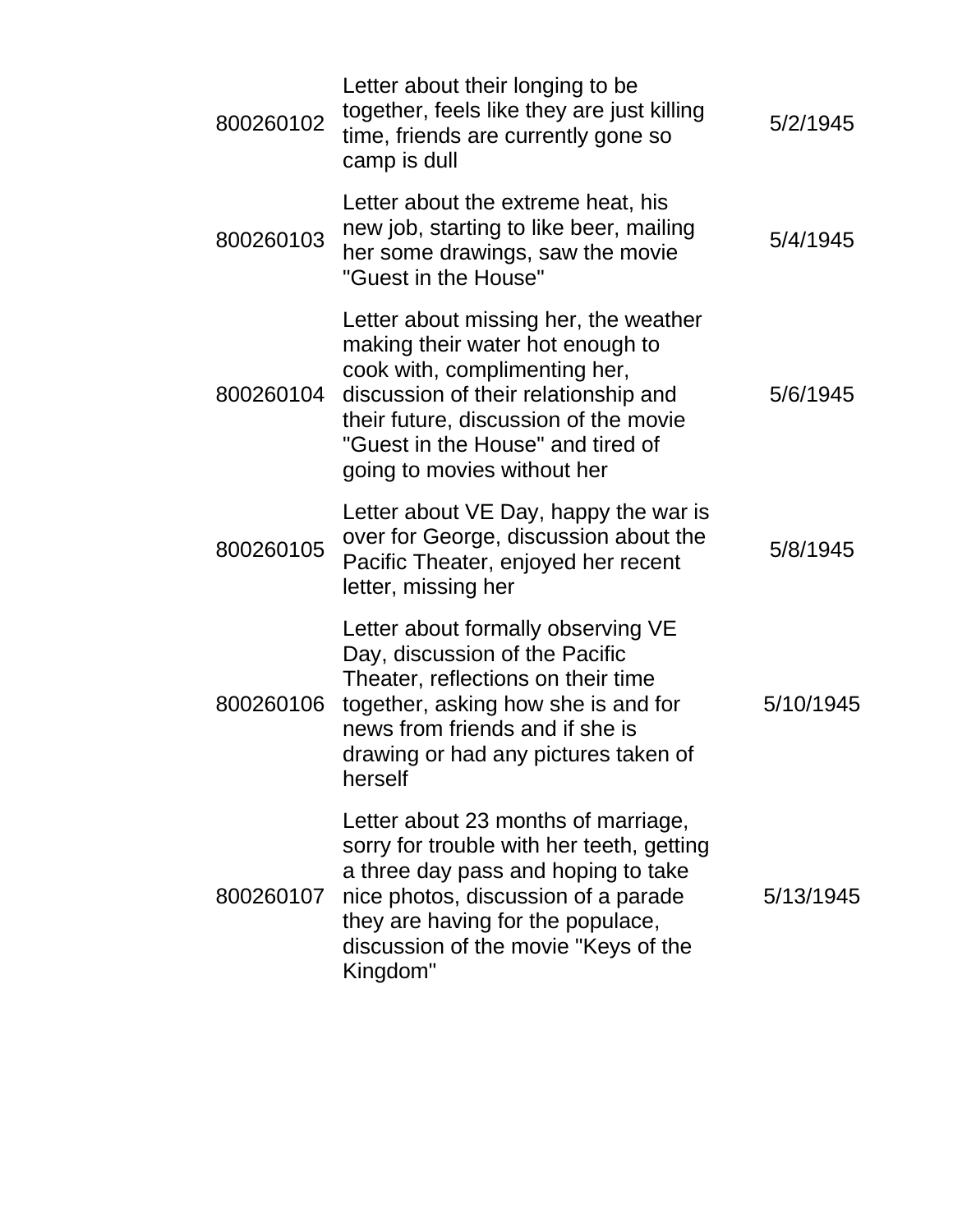| | | |
|---|---|---|
| 800260102 | Letter about their longing to be together, feels like they are just killing time, friends are currently gone so camp is dull | 5/2/1945 |
| 800260103 | Letter about the extreme heat, his new job, starting to like beer, mailing her some drawings, saw the movie "Guest in the House" | 5/4/1945 |
| 800260104 | Letter about missing her, the weather making their water hot enough to cook with, complimenting her, discussion of their relationship and their future, discussion of the movie "Guest in the House" and tired of going to movies without her | 5/6/1945 |
| 800260105 | Letter about VE Day, happy the war is over for George, discussion about the Pacific Theater, enjoyed her recent letter, missing her | 5/8/1945 |
| 800260106 | Letter about formally observing VE Day, discussion of the Pacific Theater, reflections on their time together, asking how she is and for news from friends and if she is drawing or had any pictures taken of herself | 5/10/1945 |
| 800260107 | Letter about 23 months of marriage, sorry for trouble with her teeth, getting a three day pass and hoping to take nice photos, discussion of a parade they are having for the populace, discussion of the movie "Keys of the Kingdom" | 5/13/1945 |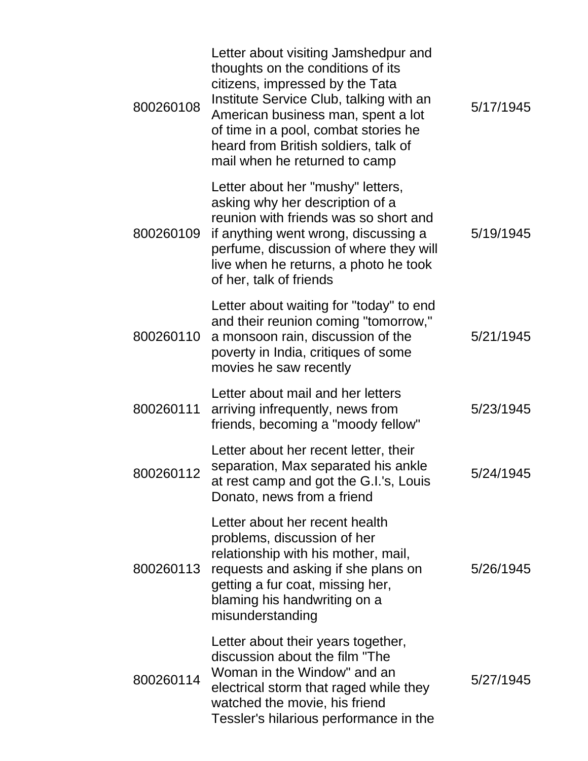| | | |
|---|---|---|
| 800260108 | Letter about visiting Jamshedpur and thoughts on the conditions of its citizens, impressed by the Tata Institute Service Club, talking with an American business man, spent a lot of time in a pool, combat stories he heard from British soldiers, talk of mail when he returned to camp | 5/17/1945 |
| 800260109 | Letter about her "mushy" letters, asking why her description of a reunion with friends was so short and if anything went wrong, discussing a perfume, discussion of where they will live when he returns, a photo he took of her, talk of friends | 5/19/1945 |
| 800260110 | Letter about waiting for "today" to end and their reunion coming "tomorrow," a monsoon rain, discussion of the poverty in India, critiques of some movies he saw recently | 5/21/1945 |
| 800260111 | Letter about mail and her letters arriving infrequently, news from friends, becoming a "moody fellow" | 5/23/1945 |
| 800260112 | Letter about her recent letter, their separation, Max separated his ankle at rest camp and got the G.I.'s, Louis Donato, news from a friend | 5/24/1945 |
| 800260113 | Letter about her recent health problems, discussion of her relationship with his mother, mail, requests and asking if she plans on getting a fur coat, missing her, blaming his handwriting on a misunderstanding | 5/26/1945 |
| 800260114 | Letter about their years together, discussion about the film "The Woman in the Window" and an electrical storm that raged while they watched the movie, his friend Tessler's hilarious performance in the | 5/27/1945 |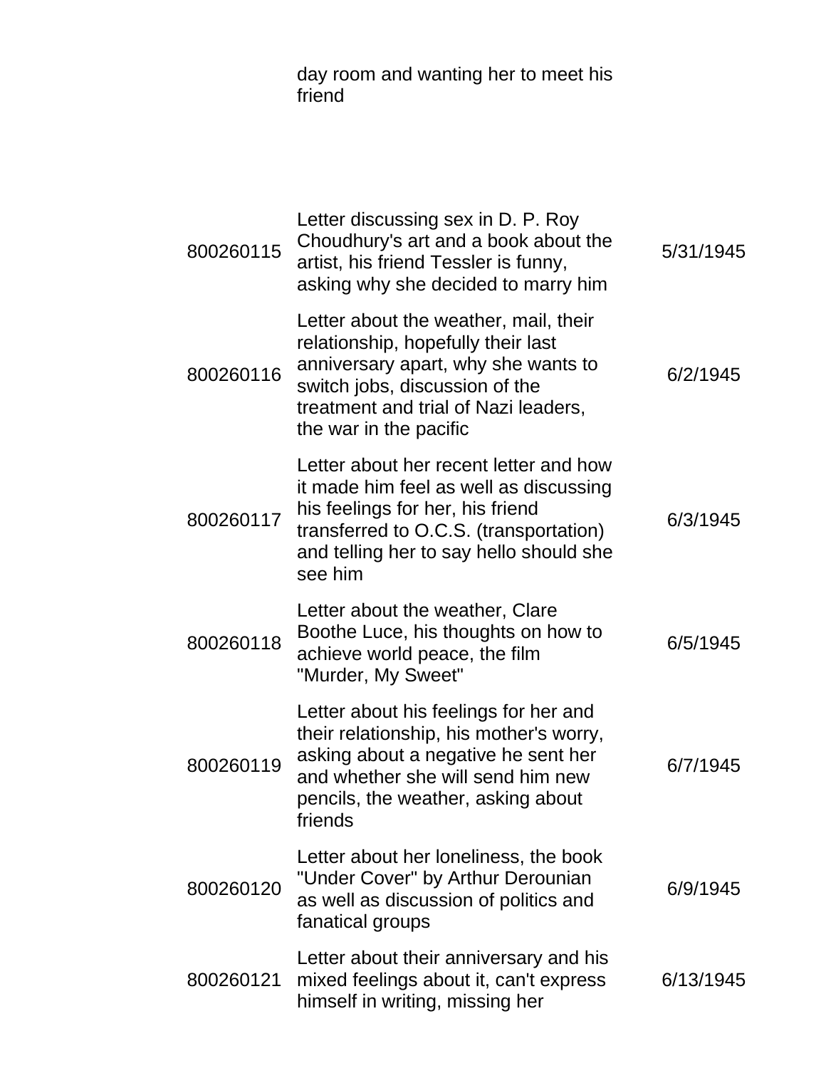| | | |
|---|---|---|
| | day room and wanting her to meet his friend | |
| 800260115 | Letter discussing sex in D. P. Roy Choudhury's art and a book about the artist, his friend Tessler is funny, asking why she decided to marry him | 5/31/1945 |
| 800260116 | Letter about the weather, mail, their relationship, hopefully their last anniversary apart, why she wants to switch jobs, discussion of the treatment and trial of Nazi leaders, the war in the pacific | 6/2/1945 |
| 800260117 | Letter about her recent letter and how it made him feel as well as discussing his feelings for her, his friend transferred to O.C.S. (transportation) and telling her to say hello should she see him | 6/3/1945 |
| 800260118 | Letter about the weather, Clare Boothe Luce, his thoughts on how to achieve world peace, the film "Murder, My Sweet" | 6/5/1945 |
| 800260119 | Letter about his feelings for her and their relationship, his mother's worry, asking about a negative he sent her and whether she will send him new pencils, the weather, asking about friends | 6/7/1945 |
| 800260120 | Letter about her loneliness, the book "Under Cover" by Arthur Derounian as well as discussion of politics and fanatical groups | 6/9/1945 |
| 800260121 | Letter about their anniversary and his mixed feelings about it, can't express himself in writing, missing her | 6/13/1945 |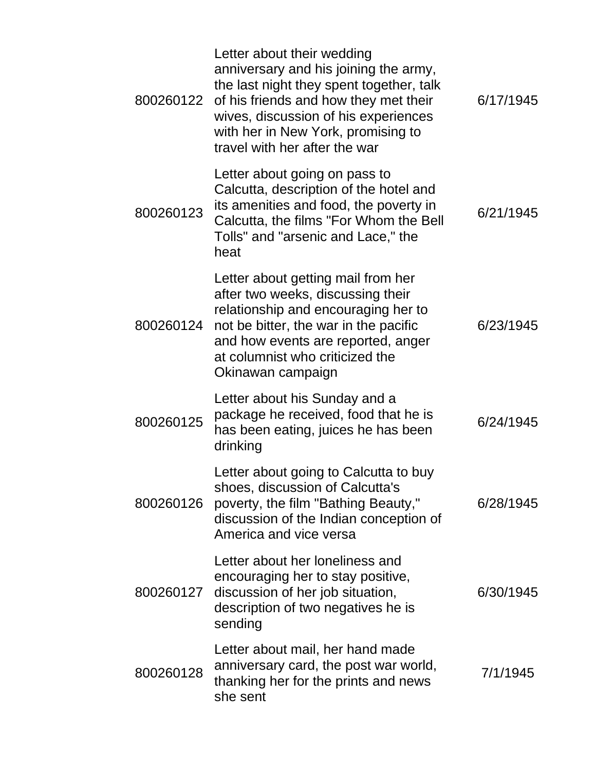| | | |
|---|---|---|
| 800260122 | Letter about their wedding anniversary and his joining the army, the last night they spent together, talk of his friends and how they met their wives, discussion of his experiences with her in New York, promising to travel with her after the war | 6/17/1945 |
| 800260123 | Letter about going on pass to Calcutta, description of the hotel and its amenities and food, the poverty in Calcutta, the films "For Whom the Bell Tolls" and "arsenic and Lace," the heat | 6/21/1945 |
| 800260124 | Letter about getting mail from her after two weeks, discussing their relationship and encouraging her to not be bitter, the war in the pacific and how events are reported, anger at columnist who criticized the Okinawan campaign | 6/23/1945 |
| 800260125 | Letter about his Sunday and a package he received, food that he is has been eating, juices he has been drinking | 6/24/1945 |
| 800260126 | Letter about going to Calcutta to buy shoes, discussion of Calcutta's poverty, the film "Bathing Beauty," discussion of the Indian conception of America and vice versa | 6/28/1945 |
| 800260127 | Letter about her loneliness and encouraging her to stay positive, discussion of her job situation, description of two negatives he is sending | 6/30/1945 |
| 800260128 | Letter about mail, her hand made anniversary card, the post war world, thanking her for the prints and news she sent | 7/1/1945 |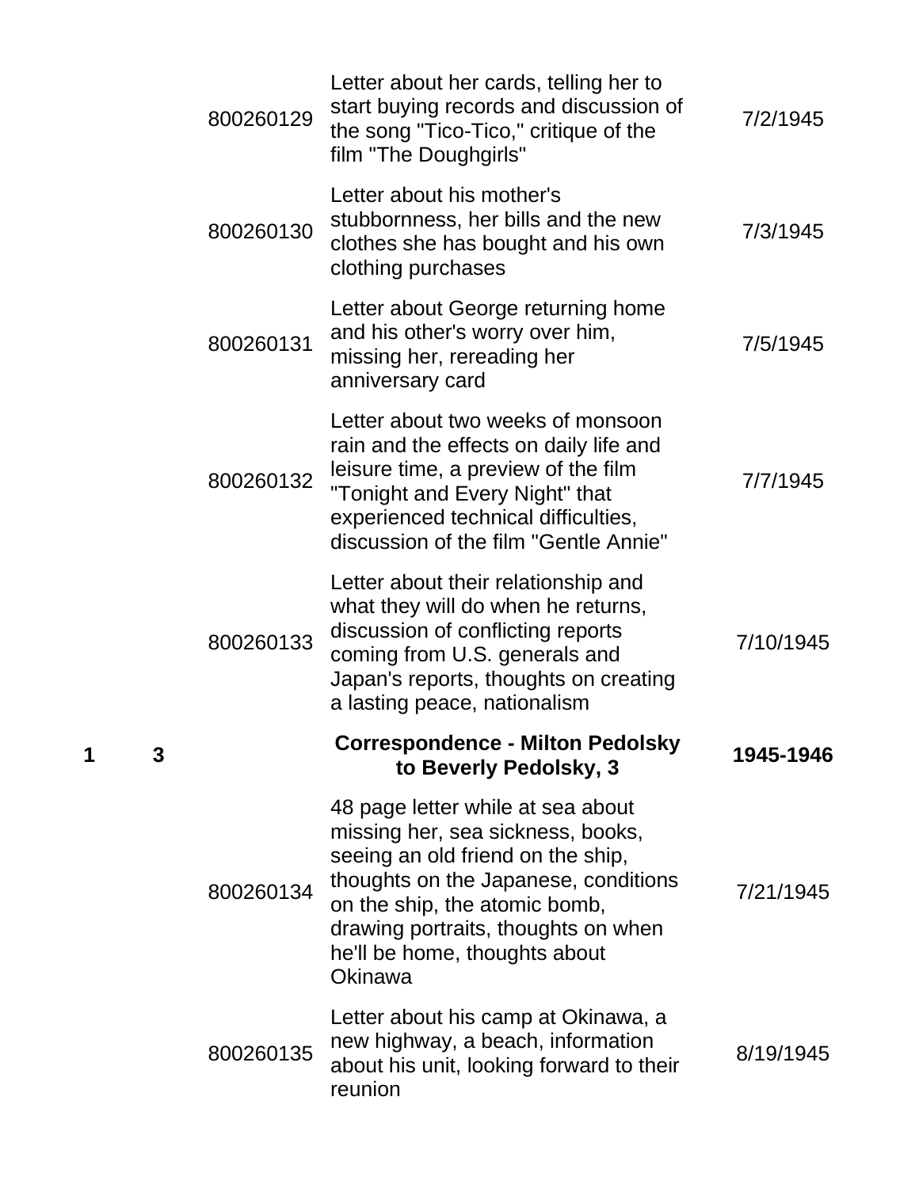| Box | Folder | Item | Description | Date |
|---|---|---|---|---|
| | | 800260129 | Letter about her cards, telling her to start buying records and discussion of the song "Tico-Tico," critique of the film "The Doughgirls" | 7/2/1945 |
| | | 800260130 | Letter about his mother's stubbornness, her bills and the new clothes she has bought and his own clothing purchases | 7/3/1945 |
| | | 800260131 | Letter about George returning home and his other's worry over him, missing her, rereading her anniversary card | 7/5/1945 |
| | | 800260132 | Letter about two weeks of monsoon rain and the effects on daily life and leisure time, a preview of the film "Tonight and Every Night" that experienced technical difficulties, discussion of the film "Gentle Annie" | 7/7/1945 |
| | | 800260133 | Letter about their relationship and what they will do when he returns, discussion of conflicting reports coming from U.S. generals and Japan's reports, thoughts on creating a lasting peace, nationalism | 7/10/1945 |
| **1** | **3** | | **Correspondence - Milton Pedolsky to Beverly Pedolsky, 3** | **1945-1946** |
| | | 800260134 | 48 page letter while at sea about missing her, sea sickness, books, seeing an old friend on the ship, thoughts on the Japanese, conditions on the ship, the atomic bomb, drawing portraits, thoughts on when he'll be home, thoughts about Okinawa | 7/21/1945 |
| | | 800260135 | Letter about his camp at Okinawa, a new highway, a beach, information about his unit, looking forward to their reunion | 8/19/1945 |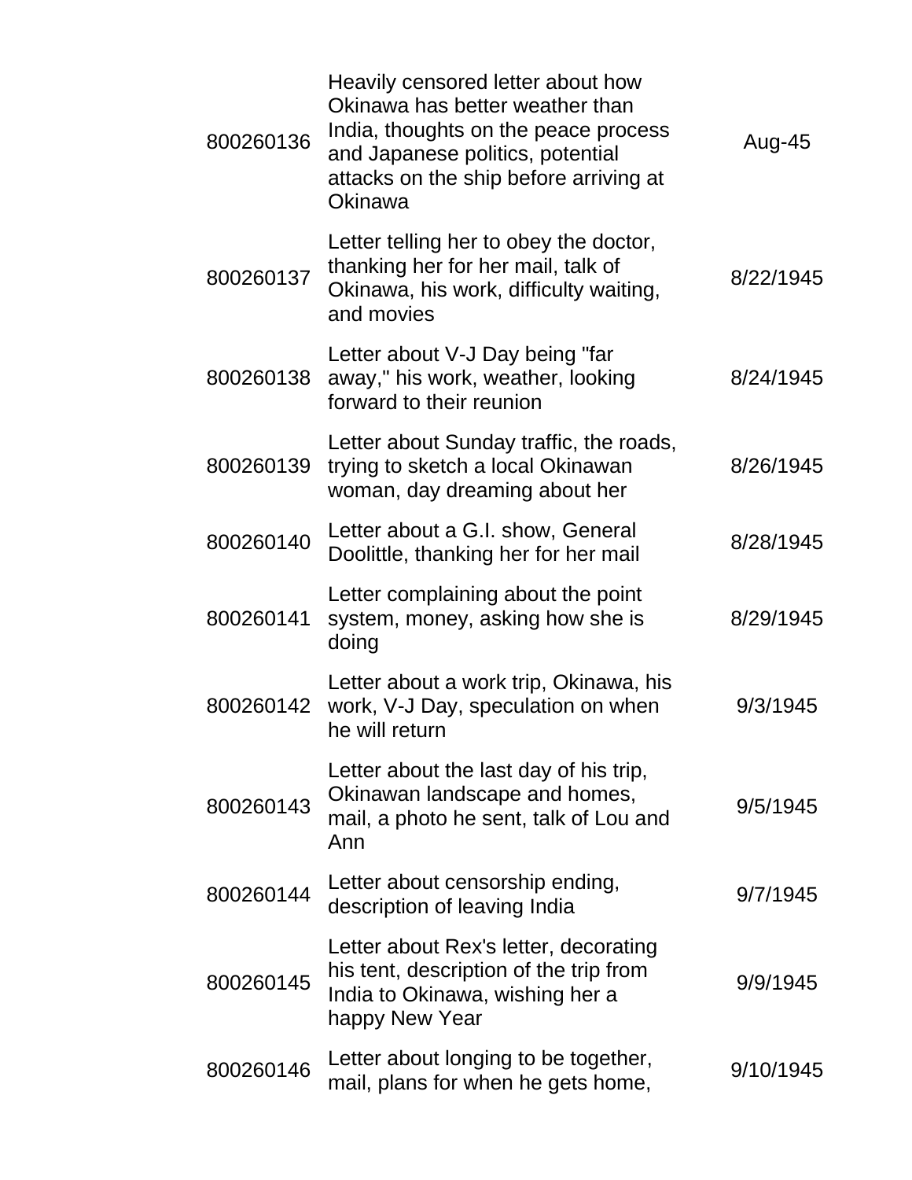| | | |
|---|---|---|
| 800260136 | Heavily censored letter about how Okinawa has better weather than India, thoughts on the peace process and Japanese politics, potential attacks on the ship before arriving at Okinawa | Aug-45 |
| 800260137 | Letter telling her to obey the doctor, thanking her for her mail, talk of Okinawa, his work, difficulty waiting, and movies | 8/22/1945 |
| 800260138 | Letter about V-J Day being "far away," his work, weather, looking forward to their reunion | 8/24/1945 |
| 800260139 | Letter about Sunday traffic, the roads, trying to sketch a local Okinawan woman, day dreaming about her | 8/26/1945 |
| 800260140 | Letter about a G.I. show, General Doolittle, thanking her for her mail | 8/28/1945 |
| 800260141 | Letter complaining about the point system, money, asking how she is doing | 8/29/1945 |
| 800260142 | Letter about a work trip, Okinawa, his work, V-J Day, speculation on when he will return | 9/3/1945 |
| 800260143 | Letter about the last day of his trip, Okinawan landscape and homes, mail, a photo he sent, talk of Lou and Ann | 9/5/1945 |
| 800260144 | Letter about censorship ending, description of leaving India | 9/7/1945 |
| 800260145 | Letter about Rex's letter, decorating his tent, description of the trip from India to Okinawa, wishing her a happy New Year | 9/9/1945 |
| 800260146 | Letter about longing to be together, mail, plans for when he gets home, | 9/10/1945 |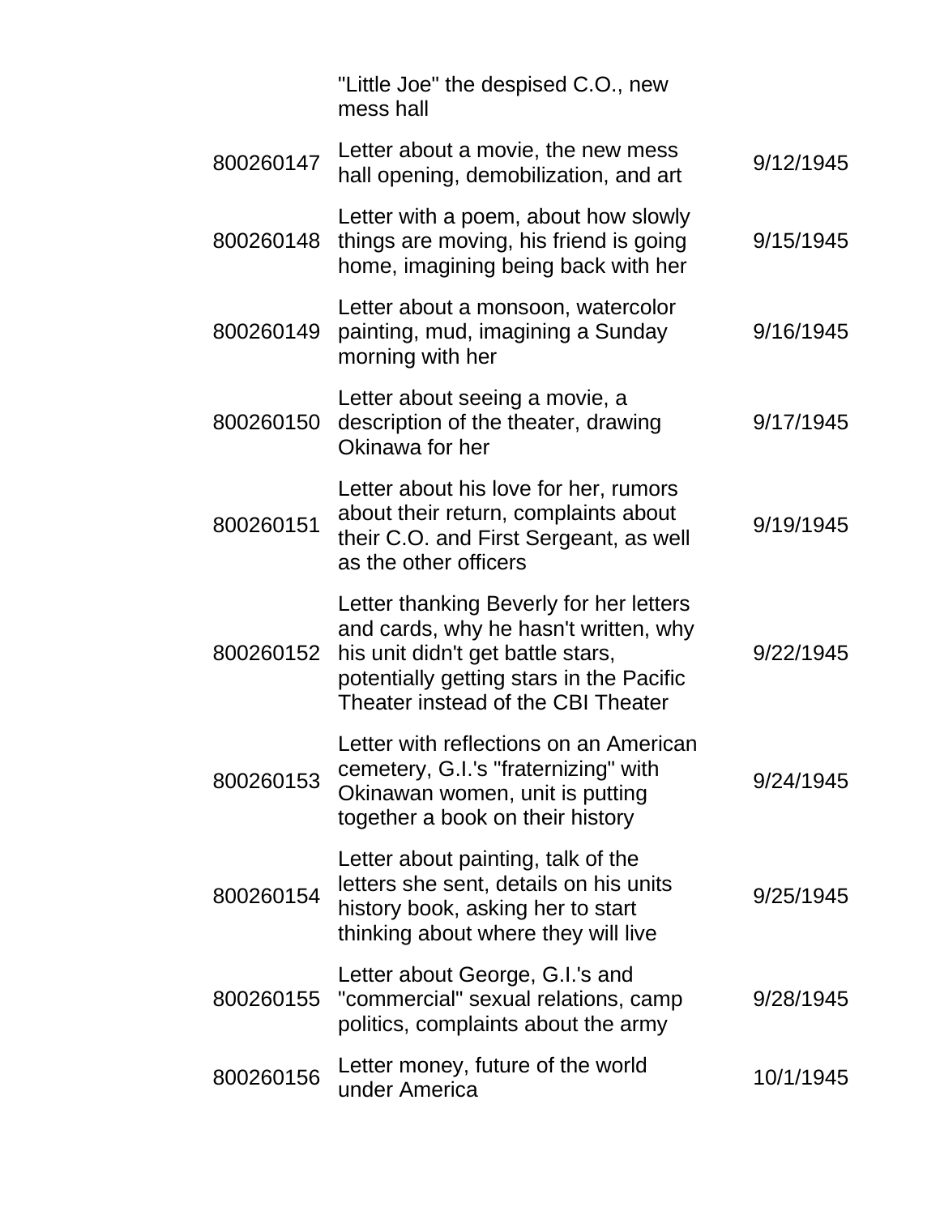| | | |
|---|---|---|
| | "Little Joe" the despised C.O., new mess hall | |
| 800260147 | Letter about a movie, the new mess hall opening, demobilization, and art | 9/12/1945 |
| 800260148 | Letter with a poem, about how slowly things are moving, his friend is going home, imagining being back with her | 9/15/1945 |
| 800260149 | Letter about a monsoon, watercolor painting, mud, imagining a Sunday morning with her | 9/16/1945 |
| 800260150 | Letter about seeing a movie, a description of the theater, drawing Okinawa for her | 9/17/1945 |
| 800260151 | Letter about his love for her, rumors about their return, complaints about their C.O. and First Sergeant, as well as the other officers | 9/19/1945 |
| 800260152 | Letter thanking Beverly for her letters and cards, why he hasn't written, why his unit didn't get battle stars, potentially getting stars in the Pacific Theater instead of the CBI Theater | 9/22/1945 |
| 800260153 | Letter with reflections on an American cemetery, G.I.'s "fraternizing" with Okinawan women, unit is putting together a book on their history | 9/24/1945 |
| 800260154 | Letter about painting, talk of the letters she sent, details on his units history book, asking her to start thinking about where they will live | 9/25/1945 |
| 800260155 | Letter about George, G.I.'s and "commercial" sexual relations, camp politics, complaints about the army | 9/28/1945 |
| 800260156 | Letter money, future of the world under America | 10/1/1945 |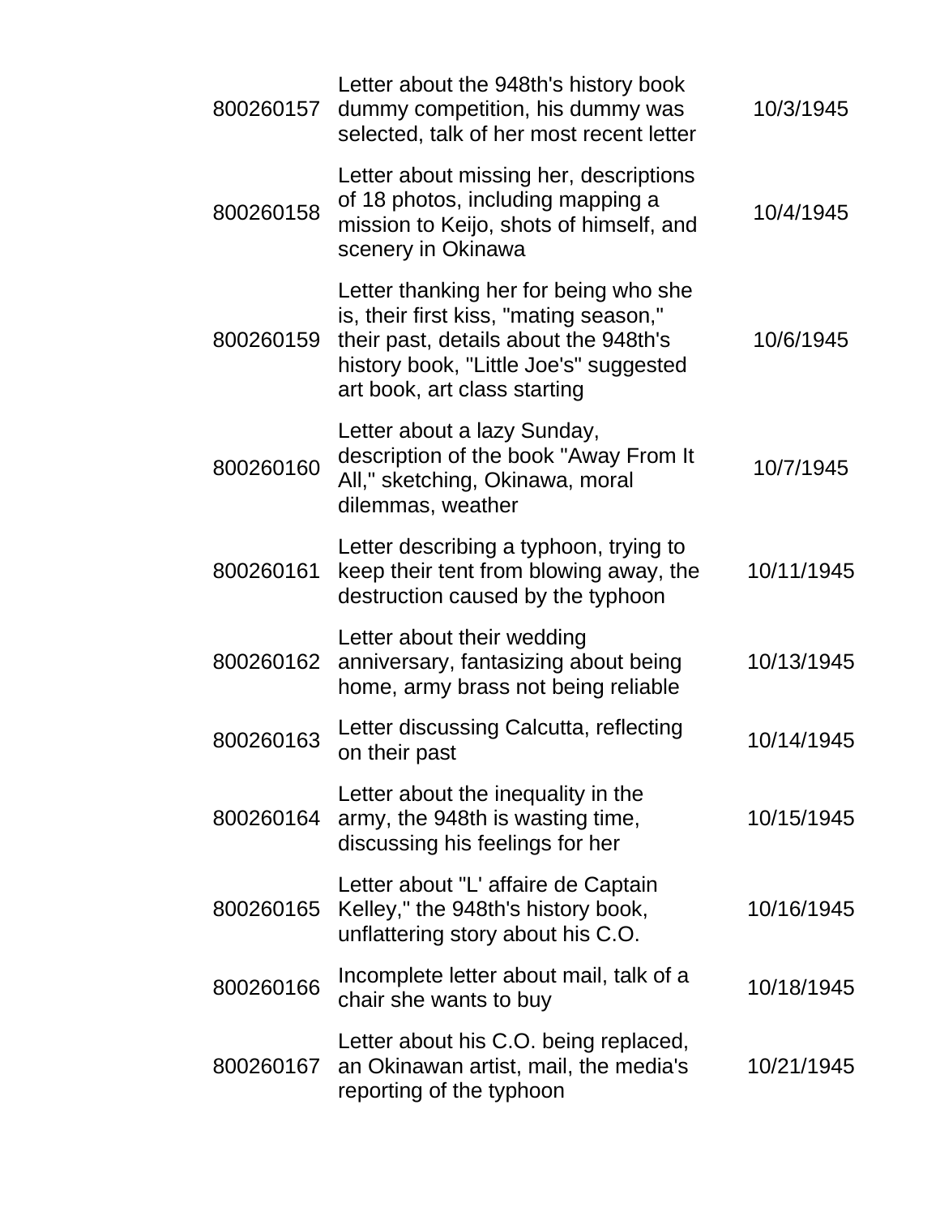| | | |
|---|---|---|
| 800260157 | Letter about the 948th's history book dummy competition, his dummy was selected, talk of her most recent letter | 10/3/1945 |
| 800260158 | Letter about missing her, descriptions of 18 photos, including mapping a mission to Keijo, shots of himself, and scenery in Okinawa | 10/4/1945 |
| 800260159 | Letter thanking her for being who she is, their first kiss, "mating season," their past, details about the 948th's history book, "Little Joe's" suggested art book, art class starting | 10/6/1945 |
| 800260160 | Letter about a lazy Sunday, description of the book "Away From It All," sketching, Okinawa, moral dilemmas, weather | 10/7/1945 |
| 800260161 | Letter describing a typhoon, trying to keep their tent from blowing away, the destruction caused by the typhoon | 10/11/1945 |
| 800260162 | Letter about their wedding anniversary, fantasizing about being home, army brass not being reliable | 10/13/1945 |
| 800260163 | Letter discussing Calcutta, reflecting on their past | 10/14/1945 |
| 800260164 | Letter about the inequality in the army, the 948th is wasting time, discussing his feelings for her | 10/15/1945 |
| 800260165 | Letter about "L' affaire de Captain Kelley," the 948th's history book, unflattering story about his C.O. | 10/16/1945 |
| 800260166 | Incomplete letter about mail, talk of a chair she wants to buy | 10/18/1945 |
| 800260167 | Letter about his C.O. being replaced, an Okinawan artist, mail, the media's reporting of the typhoon | 10/21/1945 |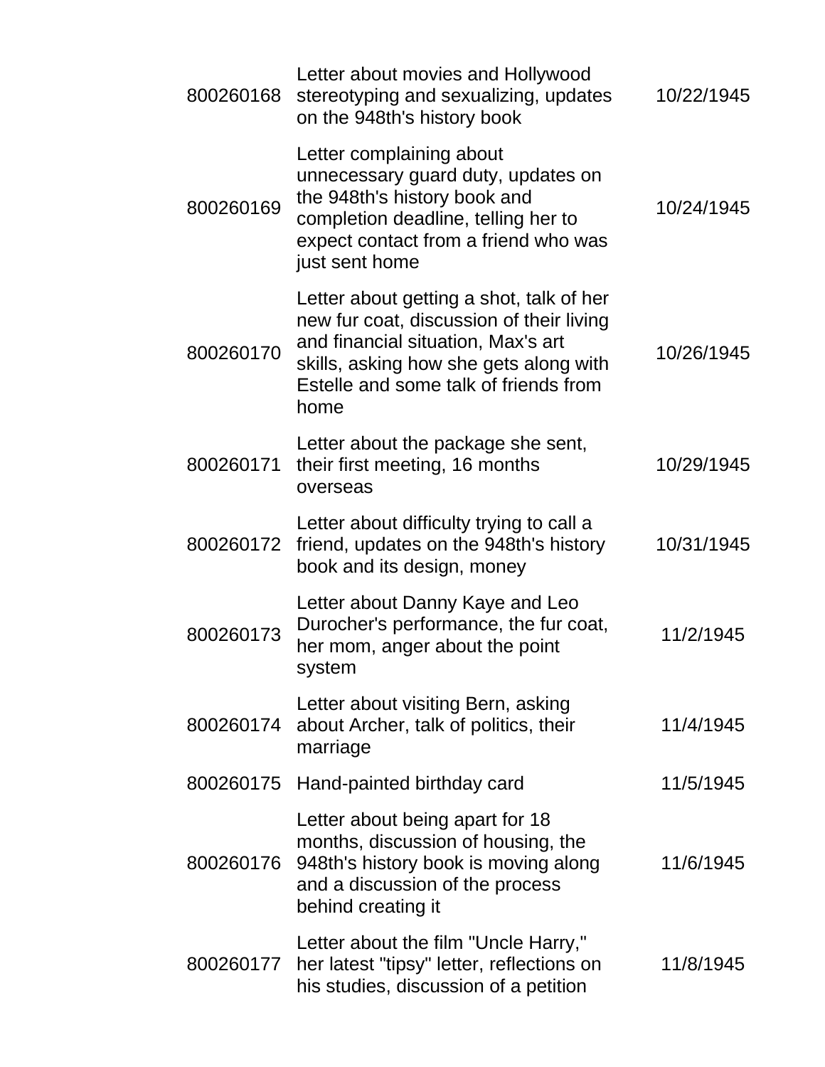| | | |
|---|---|---|
| 800260168 | Letter about movies and Hollywood stereotyping and sexualizing, updates on the 948th's history book | 10/22/1945 |
| 800260169 | Letter complaining about unnecessary guard duty, updates on the 948th's history book and completion deadline, telling her to expect contact from a friend who was just sent home | 10/24/1945 |
| 800260170 | Letter about getting a shot, talk of her new fur coat, discussion of their living and financial situation, Max's art skills, asking how she gets along with Estelle and some talk of friends from home | 10/26/1945 |
| 800260171 | Letter about the package she sent, their first meeting, 16 months overseas | 10/29/1945 |
| 800260172 | Letter about difficulty trying to call a friend, updates on the 948th's history book and its design, money | 10/31/1945 |
| 800260173 | Letter about Danny Kaye and Leo Durocher's performance, the fur coat, her mom, anger about the point system | 11/2/1945 |
| 800260174 | Letter about visiting Bern, asking about Archer, talk of politics, their marriage | 11/4/1945 |
| 800260175 | Hand-painted birthday card | 11/5/1945 |
| 800260176 | Letter about being apart for 18 months, discussion of housing, the 948th's history book is moving along and a discussion of the process behind creating it | 11/6/1945 |
| 800260177 | Letter about the film "Uncle Harry," her latest "tipsy" letter, reflections on his studies, discussion of a petition | 11/8/1945 |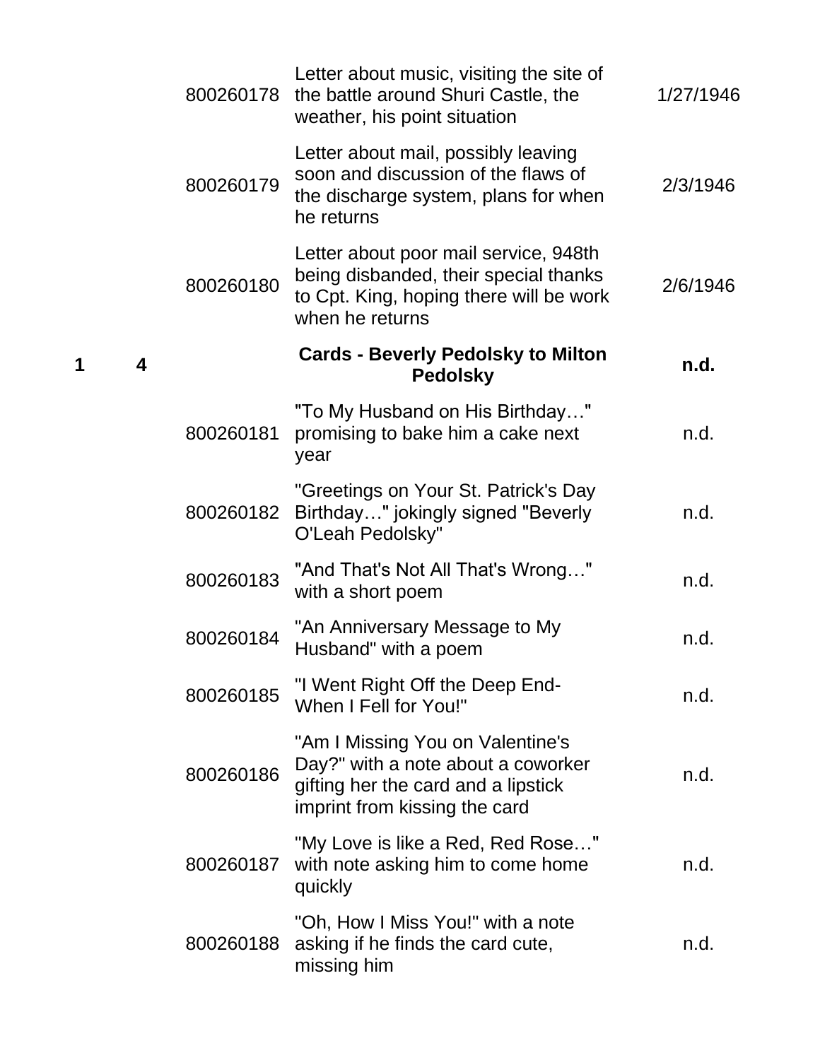| | | | | |
|---|---|---|---|---|
| | | 800260178 | Letter about music, visiting the site of the battle around Shuri Castle, the weather, his point situation | 1/27/1946 |
| | | 800260179 | Letter about mail, possibly leaving soon and discussion of the flaws of the discharge system, plans for when he returns | 2/3/1946 |
| | | 800260180 | Letter about poor mail service, 948th being disbanded, their special thanks to Cpt. King, hoping there will be work when he returns | 2/6/1946 |
| **1** | **4** | | **Cards - Beverly Pedolsky to Milton Pedolsky** | **n.d.** |
| | | 800260181 | "To My Husband on His Birthday…" promising to bake him a cake next year | n.d. |
| | | 800260182 | "Greetings on Your St. Patrick's Day Birthday…" jokingly signed "Beverly O'Leah Pedolsky" | n.d. |
| | | 800260183 | "And That's Not All That's Wrong…" with a short poem | n.d. |
| | | 800260184 | "An Anniversary Message to My Husband" with a poem | n.d. |
| | | 800260185 | "I Went Right Off the Deep End- When I Fell for You!" | n.d. |
| | | 800260186 | "Am I Missing You on Valentine's Day?" with a note about a coworker gifting her the card and a lipstick imprint from kissing the card | n.d. |
| | | 800260187 | "My Love is like a Red, Red Rose…" with note asking him to come home quickly | n.d. |
| | | 800260188 | "Oh, How I Miss You!" with a note asking if he finds the card cute, missing him | n.d. |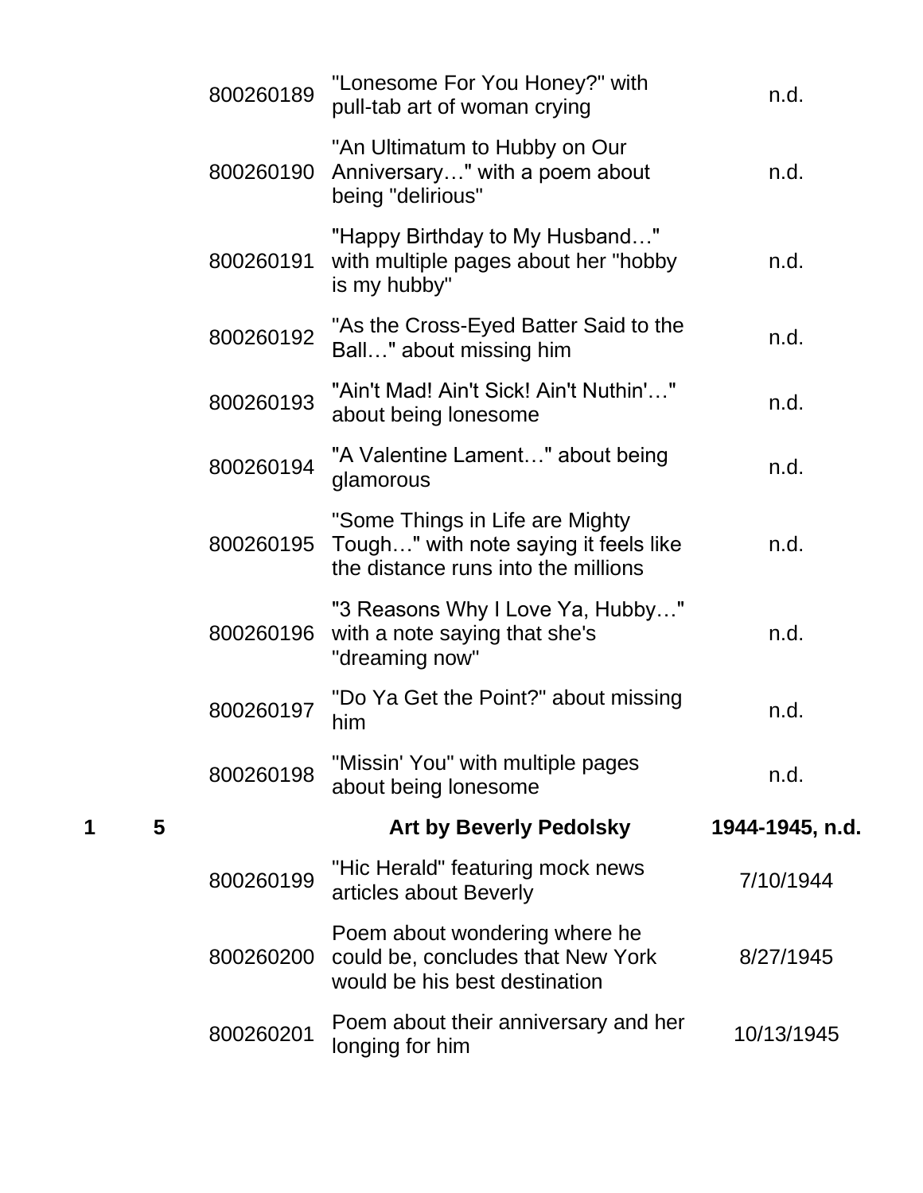| | | | | |
|---|---|---|---|---|
| | | 800260189 | "Lonesome For You Honey?" with pull-tab art of woman crying | n.d. |
| | | 800260190 | "An Ultimatum to Hubby on Our Anniversary…" with a poem about being "delirious" | n.d. |
| | | 800260191 | "Happy Birthday to My Husband…" with multiple pages about her "hobby is my hubby" | n.d. |
| | | 800260192 | "As the Cross-Eyed Batter Said to the Ball…" about missing him | n.d. |
| | | 800260193 | "Ain't Mad! Ain't Sick! Ain't Nuthin'…" about being lonesome | n.d. |
| | | 800260194 | "A Valentine Lament…" about being glamorous | n.d. |
| | | 800260195 | "Some Things in Life are Mighty Tough…" with note saying it feels like the distance runs into the millions | n.d. |
| | | 800260196 | "3 Reasons Why I Love Ya, Hubby…" with a note saying that she's "dreaming now" | n.d. |
| | | 800260197 | "Do Ya Get the Point?" about missing him | n.d. |
| | | 800260198 | "Missin' You" with multiple pages about being lonesome | n.d. |
| **1** | **5** | | **Art by Beverly Pedolsky** | **1944-1945, n.d.** |
| | | 800260199 | "Hic Herald" featuring mock news articles about Beverly | 7/10/1944 |
| | | 800260200 | Poem about wondering where he could be, concludes that New York would be his best destination | 8/27/1945 |
| | | 800260201 | Poem about their anniversary and her longing for him | 10/13/1945 |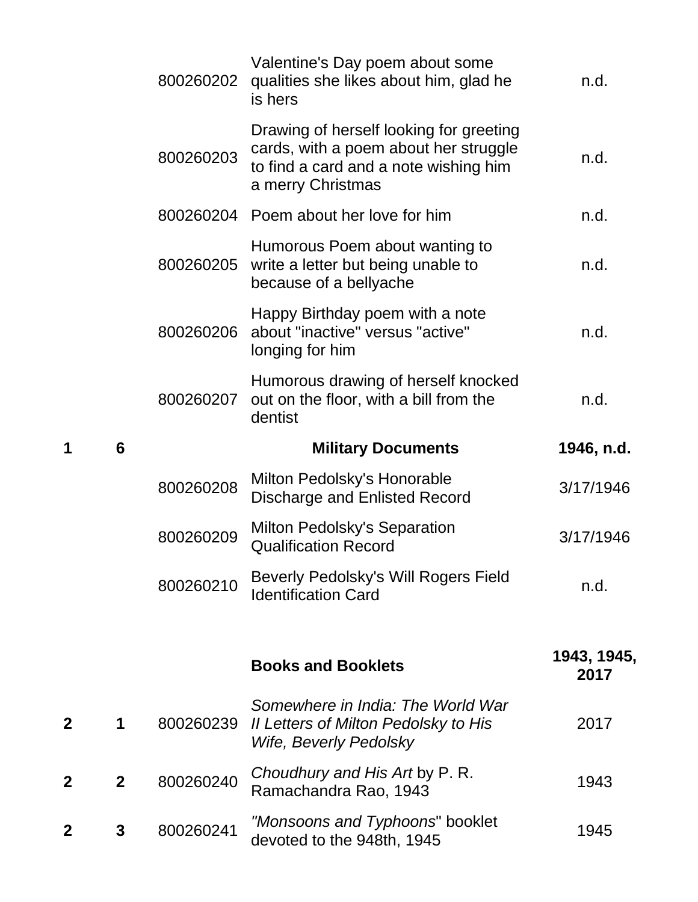| | | | | |
|---|---|---|---|---|
| | | 800260202 | Valentine's Day poem about some qualities she likes about him, glad he is hers | n.d. |
| | | 800260203 | Drawing of herself looking for greeting cards, with a poem about her struggle to find a card and a note wishing him a merry Christmas | n.d. |
| | | 800260204 | Poem about her love for him | n.d. |
| | | 800260205 | Humorous Poem about wanting to write a letter but being unable to because of a bellyache | n.d. |
| | | 800260206 | Happy Birthday poem with a note about "inactive" versus "active" longing for him | n.d. |
| | | 800260207 | Humorous drawing of herself knocked out on the floor, with a bill from the dentist | n.d. |
| **1** | **6** | | **Military Documents** | **1946, n.d.** |
| | | 800260208 | Milton Pedolsky's Honorable Discharge and Enlisted Record | 3/17/1946 |
| | | 800260209 | Milton Pedolsky's Separation Qualification Record | 3/17/1946 |
| | | 800260210 | Beverly Pedolsky's Will Rogers Field Identification Card | n.d. |
| | | | **Books and Booklets** | **1943, 1945, 2017** |
| **2** | **1** | 800260239 | *Somewhere in India: The World War II Letters of Milton Pedolsky to His Wife, Beverly Pedolsky* | 2017 |
| **2** | **2** | 800260240 | *Choudhury and His Art* by P. R. Ramachandra Rao, 1943 | 1943 |
| **2** | **3** | 800260241 | *"Monsoons and Typhoons*" booklet devoted to the 948th, 1945 | 1945 |